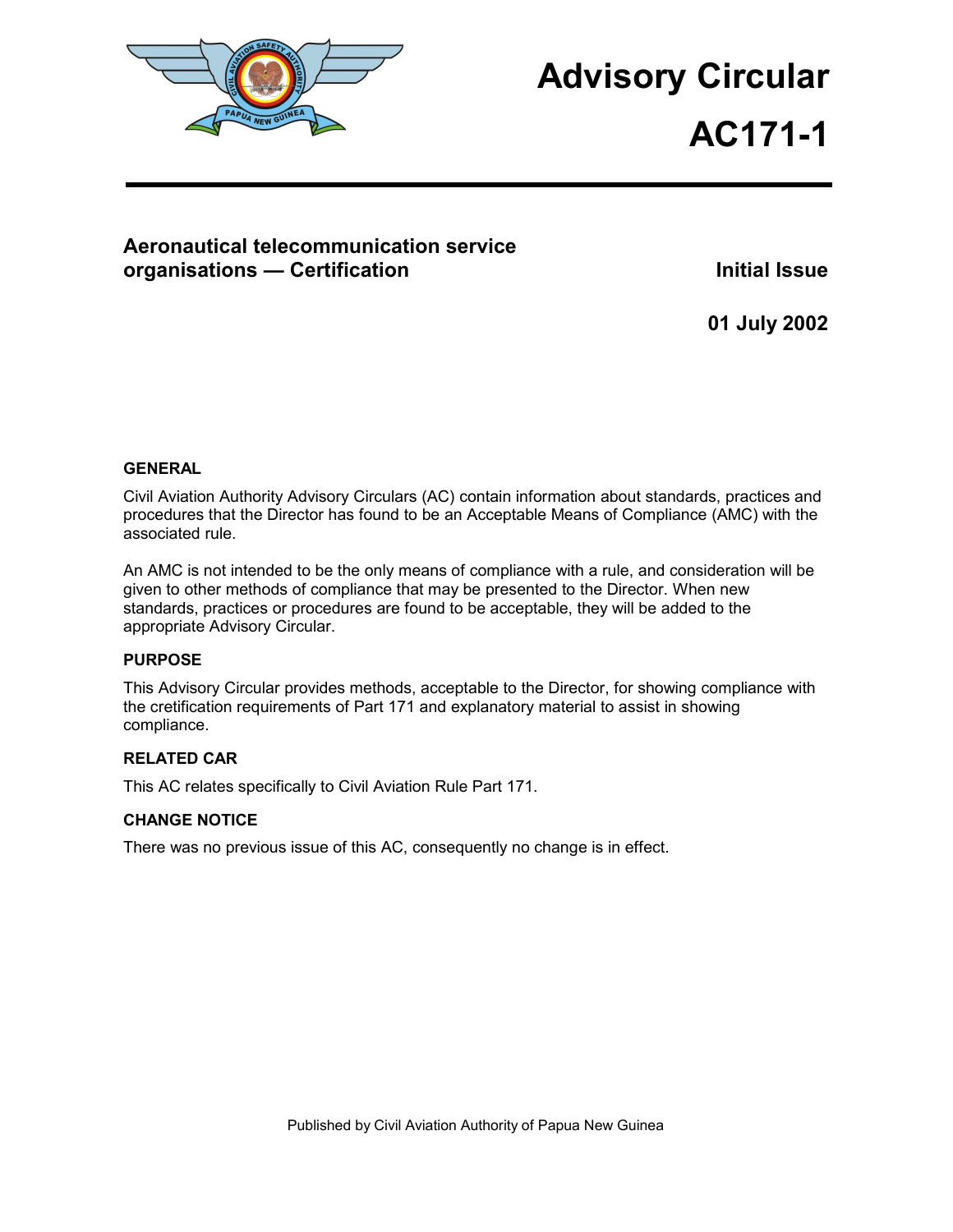# Advisory Circular

# AC171-1

## Aeronautical telecommunication service organisations — Certification

**Initial Issue**

**01 July 2002**

### GENERAL

Civil Aviation Authority Advisory Circulars (AC) contain information about standards, practices and procedures that the Director has found to be an Acceptable Means of Compliance (AMC) with the associated rule.

An AMC is not intended to be the only means of compliance with a rule, and consideration will be given to other methods of compliance that may be presented to the Director. When new standards, practices or procedures are found to be acceptable, they will be added to the appropriate Advisory Circular.

### PURPOSE

This Advisory Circular provides methods, acceptable to the Director, for showing compliance with the cretification requirements of Part 171 and explanatory material to assist in showing compliance.

### RELATED CAR

This AC relates specifically to Civil Aviation Rule Part 171.

### CHANGE NOTICE

There was no previous issue of this AC, consequently no change is in effect.

Published by Civil Aviation Authority of Papua New Guinea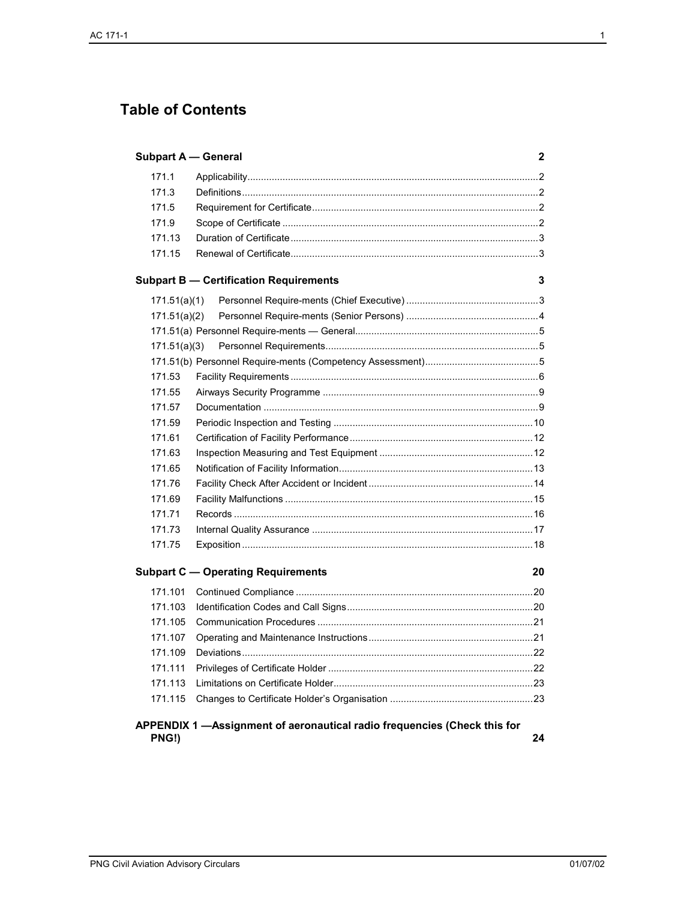# Table of Contents

| Section | Title | Page |
|---|---|---|
| **Subpart A — General** | | **2** |
| 171.1 | Applicability | 2 |
| 171.3 | Definitions | 2 |
| 171.5 | Requirement for Certificate | 2 |
| 171.9 | Scope of Certificate | 2 |
| 171.13 | Duration of Certificate | 3 |
| 171.15 | Renewal of Certificate | 3 |
| **Subpart B — Certification Requirements** | | **3** |
| 171.51(a)(1) | Personnel Require-ments (Chief Executive) | 3 |
| 171.51(a)(2) | Personnel Require-ments (Senior Persons) | 4 |
| 171.51(a) | Personnel Require-ments — General | 5 |
| 171.51(a)(3) | Personnel Requirements | 5 |
| 171.51(b) | Personnel Require-ments (Competency Assessment) | 5 |
| 171.53 | Facility Requirements | 6 |
| 171.55 | Airways Security Programme | 9 |
| 171.57 | Documentation | 9 |
| 171.59 | Periodic Inspection and Testing | 10 |
| 171.61 | Certification of Facility Performance | 12 |
| 171.63 | Inspection Measuring and Test Equipment | 12 |
| 171.65 | Notification of Facility Information | 13 |
| 171.76 | Facility Check After Accident or Incident | 14 |
| 171.69 | Facility Malfunctions | 15 |
| 171.71 | Records | 16 |
| 171.73 | Internal Quality Assurance | 17 |
| 171.75 | Exposition | 18 |
| **Subpart C — Operating Requirements** | | **20** |
| 171.101 | Continued Compliance | 20 |
| 171.103 | Identification Codes and Call Signs | 20 |
| 171.105 | Communication Procedures | 21 |
| 171.107 | Operating and Maintenance Instructions | 21 |
| 171.109 | Deviations | 22 |
| 171.111 | Privileges of Certificate Holder | 22 |
| 171.113 | Limitations on Certificate Holder | 23 |
| 171.115 | Changes to Certificate Holder's Organisation | 23 |
| **APPENDIX 1 —Assignment of aeronautical radio frequencies (Check this for PNG!)** | | **24** |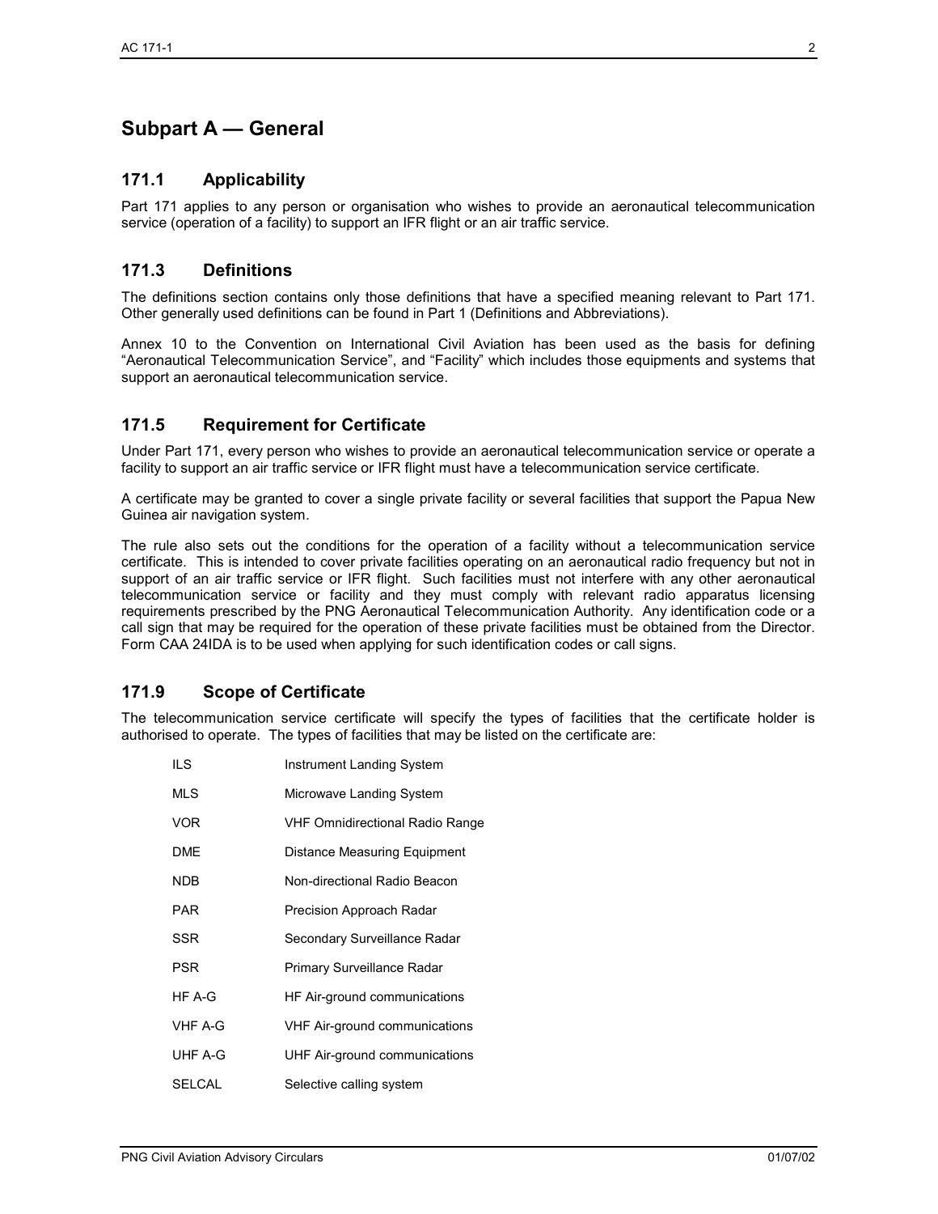# Subpart A — General

## 171.1 Applicability

Part 171 applies to any person or organisation who wishes to provide an aeronautical telecommunication service (operation of a facility) to support an IFR flight or an air traffic service.

## 171.3 Definitions

The definitions section contains only those definitions that have a specified meaning relevant to Part 171. Other generally used definitions can be found in Part 1 (Definitions and Abbreviations).

Annex 10 to the Convention on International Civil Aviation has been used as the basis for defining "Aeronautical Telecommunication Service", and "Facility" which includes those equipments and systems that support an aeronautical telecommunication service.

## 171.5 Requirement for Certificate

Under Part 171, every person who wishes to provide an aeronautical telecommunication service or operate a facility to support an air traffic service or IFR flight must have a telecommunication service certificate.

A certificate may be granted to cover a single private facility or several facilities that support the Papua New Guinea air navigation system.

The rule also sets out the conditions for the operation of a facility without a telecommunication service certificate. This is intended to cover private facilities operating on an aeronautical radio frequency but not in support of an air traffic service or IFR flight. Such facilities must not interfere with any other aeronautical telecommunication service or facility and they must comply with relevant radio apparatus licensing requirements prescribed by the PNG Aeronautical Telecommunication Authority. Any identification code or a call sign that may be required for the operation of these private facilities must be obtained from the Director. Form CAA 24IDA is to be used when applying for such identification codes or call signs.

## 171.9 Scope of Certificate

The telecommunication service certificate will specify the types of facilities that the certificate holder is authorised to operate. The types of facilities that may be listed on the certificate are:

| | |
|---|---|
| ILS | Instrument Landing System |
| MLS | Microwave Landing System |
| VOR | VHF Omnidirectional Radio Range |
| DME | Distance Measuring Equipment |
| NDB | Non-directional Radio Beacon |
| PAR | Precision Approach Radar |
| SSR | Secondary Surveillance Radar |
| PSR | Primary Surveillance Radar |
| HF A-G | HF Air-ground communications |
| VHF A-G | VHF Air-ground communications |
| UHF A-G | UHF Air-ground communications |
| SELCAL | Selective calling system |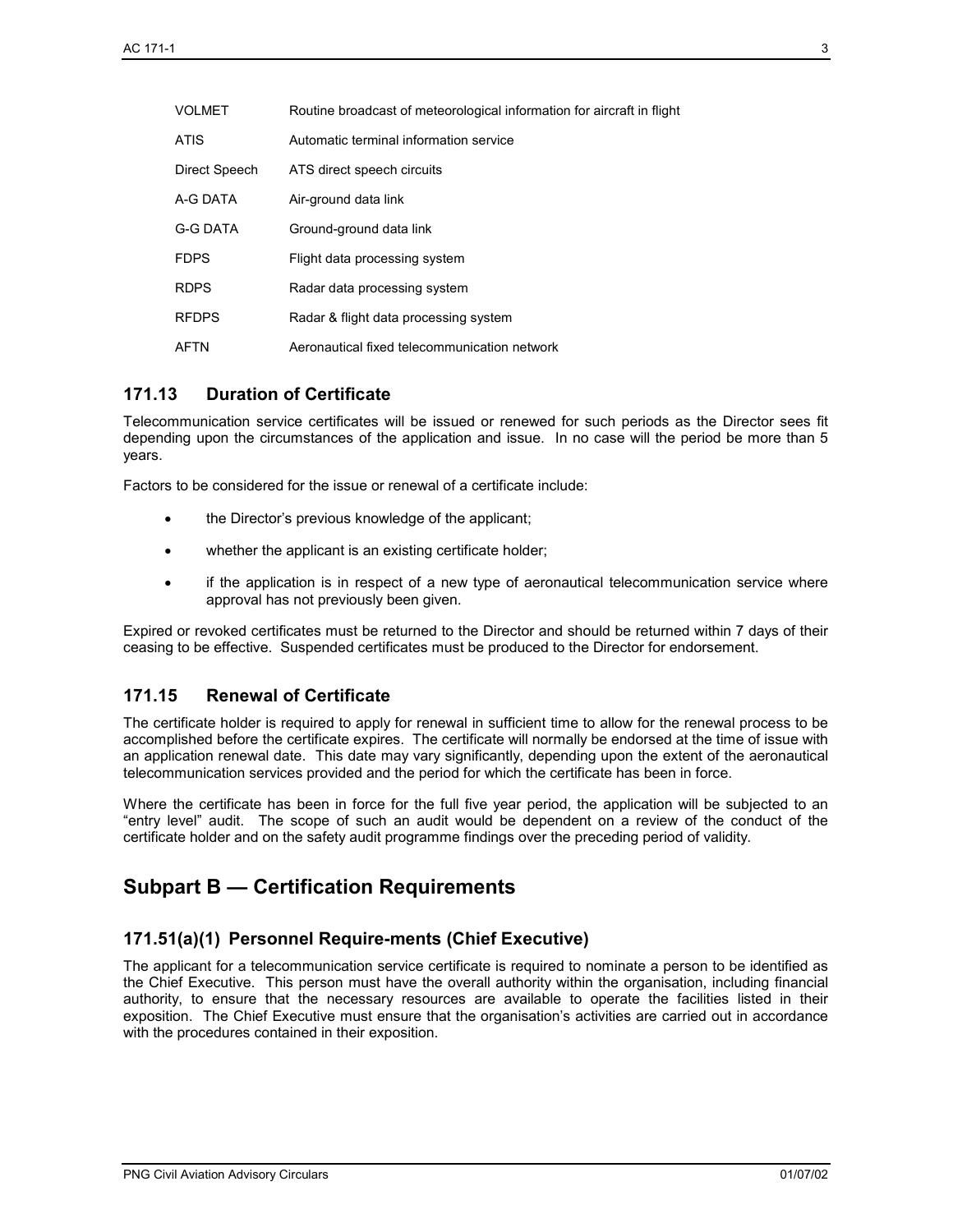| | |
|---|---|
| VOLMET | Routine broadcast of meteorological information for aircraft in flight |
| ATIS | Automatic terminal information service |
| Direct Speech | ATS direct speech circuits |
| A-G DATA | Air-ground data link |
| G-G DATA | Ground-ground data link |
| FDPS | Flight data processing system |
| RDPS | Radar data processing system |
| RFDPS | Radar & flight data processing system |
| AFTN | Aeronautical fixed telecommunication network |

## 171.13 Duration of Certificate

Telecommunication service certificates will be issued or renewed for such periods as the Director sees fit depending upon the circumstances of the application and issue. In no case will the period be more than 5 years.

Factors to be considered for the issue or renewal of a certificate include:

- the Director's previous knowledge of the applicant;
- whether the applicant is an existing certificate holder;
- if the application is in respect of a new type of aeronautical telecommunication service where approval has not previously been given.

Expired or revoked certificates must be returned to the Director and should be returned within 7 days of their ceasing to be effective. Suspended certificates must be produced to the Director for endorsement.

## 171.15 Renewal of Certificate

The certificate holder is required to apply for renewal in sufficient time to allow for the renewal process to be accomplished before the certificate expires. The certificate will normally be endorsed at the time of issue with an application renewal date. This date may vary significantly, depending upon the extent of the aeronautical telecommunication services provided and the period for which the certificate has been in force.

Where the certificate has been in force for the full five year period, the application will be subjected to an "entry level" audit. The scope of such an audit would be dependent on a review of the conduct of the certificate holder and on the safety audit programme findings over the preceding period of validity.

# Subpart B — Certification Requirements

## 171.51(a)(1) Personnel Require-ments (Chief Executive)

The applicant for a telecommunication service certificate is required to nominate a person to be identified as the Chief Executive. This person must have the overall authority within the organisation, including financial authority, to ensure that the necessary resources are available to operate the facilities listed in their exposition. The Chief Executive must ensure that the organisation's activities are carried out in accordance with the procedures contained in their exposition.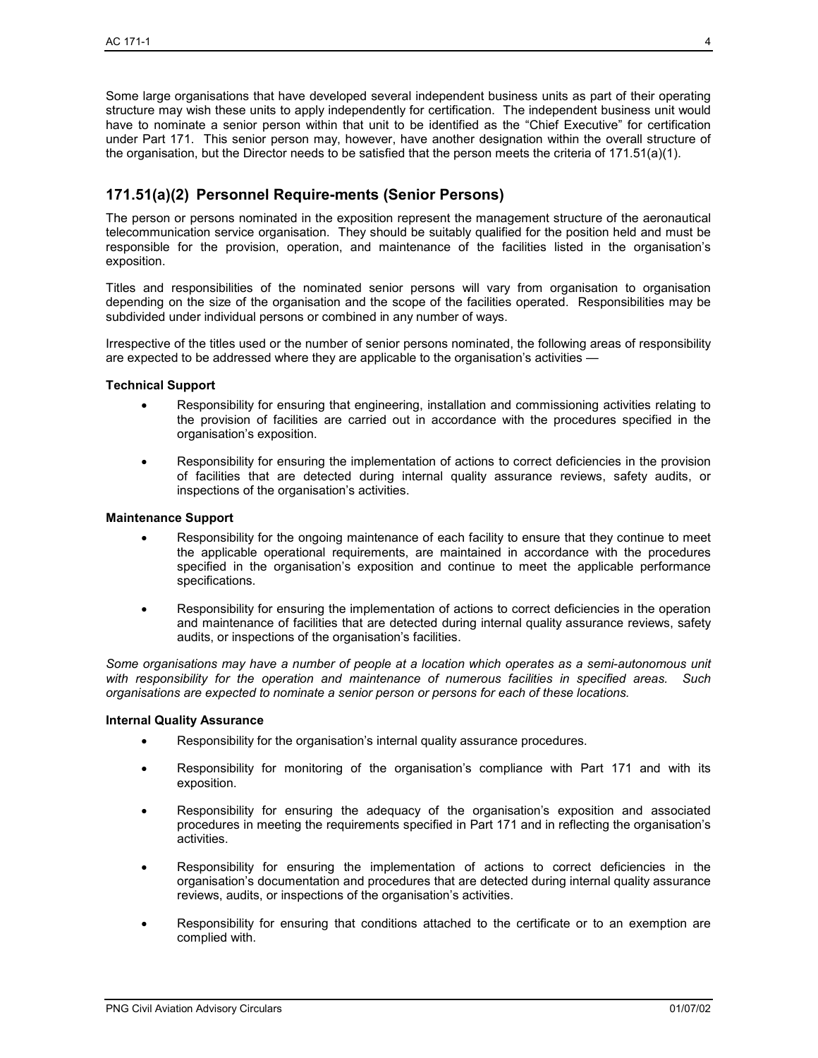Some large organisations that have developed several independent business units as part of their operating structure may wish these units to apply independently for certification. The independent business unit would have to nominate a senior person within that unit to be identified as the "Chief Executive" for certification under Part 171. This senior person may, however, have another designation within the overall structure of the organisation, but the Director needs to be satisfied that the person meets the criteria of 171.51(a)(1).

## 171.51(a)(2) Personnel Require-ments (Senior Persons)

The person or persons nominated in the exposition represent the management structure of the aeronautical telecommunication service organisation. They should be suitably qualified for the position held and must be responsible for the provision, operation, and maintenance of the facilities listed in the organisation's exposition.

Titles and responsibilities of the nominated senior persons will vary from organisation to organisation depending on the size of the organisation and the scope of the facilities operated. Responsibilities may be subdivided under individual persons or combined in any number of ways.

Irrespective of the titles used or the number of senior persons nominated, the following areas of responsibility are expected to be addressed where they are applicable to the organisation's activities —

**Technical Support**

- Responsibility for ensuring that engineering, installation and commissioning activities relating to the provision of facilities are carried out in accordance with the procedures specified in the organisation's exposition.
- Responsibility for ensuring the implementation of actions to correct deficiencies in the provision of facilities that are detected during internal quality assurance reviews, safety audits, or inspections of the organisation's activities.

**Maintenance Support**

- Responsibility for the ongoing maintenance of each facility to ensure that they continue to meet the applicable operational requirements, are maintained in accordance with the procedures specified in the organisation's exposition and continue to meet the applicable performance specifications.
- Responsibility for ensuring the implementation of actions to correct deficiencies in the operation and maintenance of facilities that are detected during internal quality assurance reviews, safety audits, or inspections of the organisation's facilities.

*Some organisations may have a number of people at a location which operates as a semi-autonomous unit with responsibility for the operation and maintenance of numerous facilities in specified areas. Such organisations are expected to nominate a senior person or persons for each of these locations.*

**Internal Quality Assurance**

- Responsibility for the organisation's internal quality assurance procedures.
- Responsibility for monitoring of the organisation's compliance with Part 171 and with its exposition.
- Responsibility for ensuring the adequacy of the organisation's exposition and associated procedures in meeting the requirements specified in Part 171 and in reflecting the organisation's activities.
- Responsibility for ensuring the implementation of actions to correct deficiencies in the organisation's documentation and procedures that are detected during internal quality assurance reviews, audits, or inspections of the organisation's activities.
- Responsibility for ensuring that conditions attached to the certificate or to an exemption are complied with.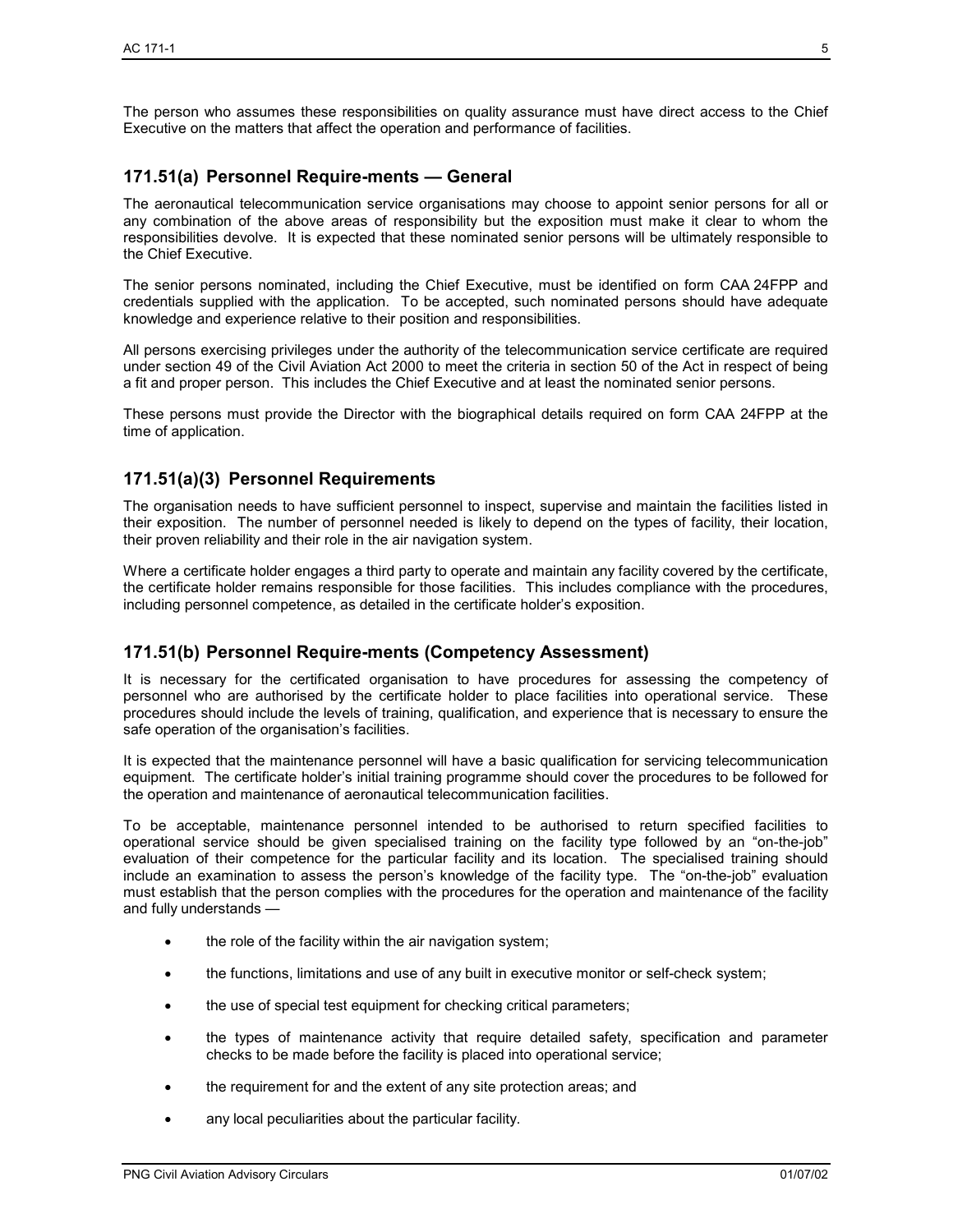The person who assumes these responsibilities on quality assurance must have direct access to the Chief Executive on the matters that affect the operation and performance of facilities.

## 171.51(a) Personnel Require-ments — General

The aeronautical telecommunication service organisations may choose to appoint senior persons for all or any combination of the above areas of responsibility but the exposition must make it clear to whom the responsibilities devolve. It is expected that these nominated senior persons will be ultimately responsible to the Chief Executive.

The senior persons nominated, including the Chief Executive, must be identified on form CAA 24FPP and credentials supplied with the application. To be accepted, such nominated persons should have adequate knowledge and experience relative to their position and responsibilities.

All persons exercising privileges under the authority of the telecommunication service certificate are required under section 49 of the Civil Aviation Act 2000 to meet the criteria in section 50 of the Act in respect of being a fit and proper person. This includes the Chief Executive and at least the nominated senior persons.

These persons must provide the Director with the biographical details required on form CAA 24FPP at the time of application.

## 171.51(a)(3) Personnel Requirements

The organisation needs to have sufficient personnel to inspect, supervise and maintain the facilities listed in their exposition. The number of personnel needed is likely to depend on the types of facility, their location, their proven reliability and their role in the air navigation system.

Where a certificate holder engages a third party to operate and maintain any facility covered by the certificate, the certificate holder remains responsible for those facilities. This includes compliance with the procedures, including personnel competence, as detailed in the certificate holder's exposition.

## 171.51(b) Personnel Require-ments (Competency Assessment)

It is necessary for the certificated organisation to have procedures for assessing the competency of personnel who are authorised by the certificate holder to place facilities into operational service. These procedures should include the levels of training, qualification, and experience that is necessary to ensure the safe operation of the organisation's facilities.

It is expected that the maintenance personnel will have a basic qualification for servicing telecommunication equipment. The certificate holder's initial training programme should cover the procedures to be followed for the operation and maintenance of aeronautical telecommunication facilities.

To be acceptable, maintenance personnel intended to be authorised to return specified facilities to operational service should be given specialised training on the facility type followed by an "on-the-job" evaluation of their competence for the particular facility and its location. The specialised training should include an examination to assess the person's knowledge of the facility type. The "on-the-job" evaluation must establish that the person complies with the procedures for the operation and maintenance of the facility and fully understands —

- the role of the facility within the air navigation system;
- the functions, limitations and use of any built in executive monitor or self-check system;
- the use of special test equipment for checking critical parameters;
- the types of maintenance activity that require detailed safety, specification and parameter checks to be made before the facility is placed into operational service;
- the requirement for and the extent of any site protection areas; and
- any local peculiarities about the particular facility.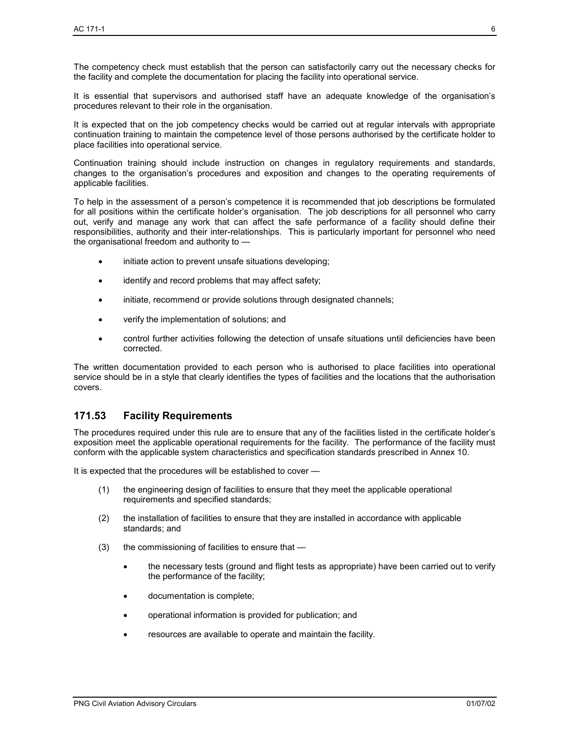The competency check must establish that the person can satisfactorily carry out the necessary checks for the facility and complete the documentation for placing the facility into operational service.

It is essential that supervisors and authorised staff have an adequate knowledge of the organisation's procedures relevant to their role in the organisation.

It is expected that on the job competency checks would be carried out at regular intervals with appropriate continuation training to maintain the competence level of those persons authorised by the certificate holder to place facilities into operational service.

Continuation training should include instruction on changes in regulatory requirements and standards, changes to the organisation's procedures and exposition and changes to the operating requirements of applicable facilities.

To help in the assessment of a person's competence it is recommended that job descriptions be formulated for all positions within the certificate holder's organisation. The job descriptions for all personnel who carry out, verify and manage any work that can affect the safe performance of a facility should define their responsibilities, authority and their inter-relationships. This is particularly important for personnel who need the organisational freedom and authority to —

- initiate action to prevent unsafe situations developing;
- identify and record problems that may affect safety;
- initiate, recommend or provide solutions through designated channels;
- verify the implementation of solutions; and
- control further activities following the detection of unsafe situations until deficiencies have been corrected.

The written documentation provided to each person who is authorised to place facilities into operational service should be in a style that clearly identifies the types of facilities and the locations that the authorisation covers.

## 171.53 Facility Requirements

The procedures required under this rule are to ensure that any of the facilities listed in the certificate holder's exposition meet the applicable operational requirements for the facility. The performance of the facility must conform with the applicable system characteristics and specification standards prescribed in Annex 10.

It is expected that the procedures will be established to cover —

(1) the engineering design of facilities to ensure that they meet the applicable operational requirements and specified standards;

(2) the installation of facilities to ensure that they are installed in accordance with applicable standards; and

(3) the commissioning of facilities to ensure that —

   - the necessary tests (ground and flight tests as appropriate) have been carried out to verify the performance of the facility;
   - documentation is complete;
   - operational information is provided for publication; and
   - resources are available to operate and maintain the facility.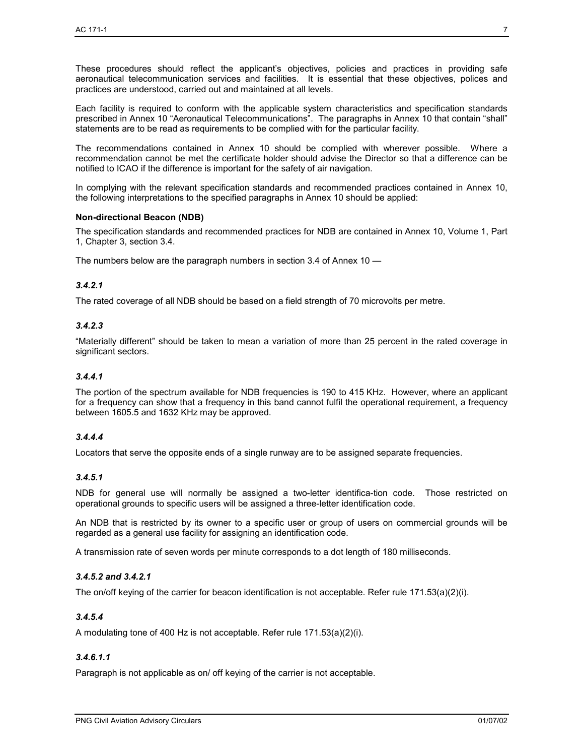These procedures should reflect the applicant's objectives, policies and practices in providing safe aeronautical telecommunication services and facilities. It is essential that these objectives, polices and practices are understood, carried out and maintained at all levels.

Each facility is required to conform with the applicable system characteristics and specification standards prescribed in Annex 10 "Aeronautical Telecommunications". The paragraphs in Annex 10 that contain "shall" statements are to be read as requirements to be complied with for the particular facility.

The recommendations contained in Annex 10 should be complied with wherever possible. Where a recommendation cannot be met the certificate holder should advise the Director so that a difference can be notified to ICAO if the difference is important for the safety of air navigation.

In complying with the relevant specification standards and recommended practices contained in Annex 10, the following interpretations to the specified paragraphs in Annex 10 should be applied:

**Non-directional Beacon (NDB)**

The specification standards and recommended practices for NDB are contained in Annex 10, Volume 1, Part 1, Chapter 3, section 3.4.

The numbers below are the paragraph numbers in section 3.4 of Annex 10 —

***3.4.2.1***

The rated coverage of all NDB should be based on a field strength of 70 microvolts per metre.

***3.4.2.3***

"Materially different" should be taken to mean a variation of more than 25 percent in the rated coverage in significant sectors.

***3.4.4.1***

The portion of the spectrum available for NDB frequencies is 190 to 415 KHz. However, where an applicant for a frequency can show that a frequency in this band cannot fulfil the operational requirement, a frequency between 1605.5 and 1632 KHz may be approved.

***3.4.4.4***

Locators that serve the opposite ends of a single runway are to be assigned separate frequencies.

***3.4.5.1***

NDB for general use will normally be assigned a two-letter identifica-tion code. Those restricted on operational grounds to specific users will be assigned a three-letter identification code.

An NDB that is restricted by its owner to a specific user or group of users on commercial grounds will be regarded as a general use facility for assigning an identification code.

A transmission rate of seven words per minute corresponds to a dot length of 180 milliseconds.

***3.4.5.2 and 3.4.2.1***

The on/off keying of the carrier for beacon identification is not acceptable. Refer rule 171.53(a)(2)(i).

***3.4.5.4***

A modulating tone of 400 Hz is not acceptable. Refer rule 171.53(a)(2)(i).

***3.4.6.1.1***

Paragraph is not applicable as on/ off keying of the carrier is not acceptable.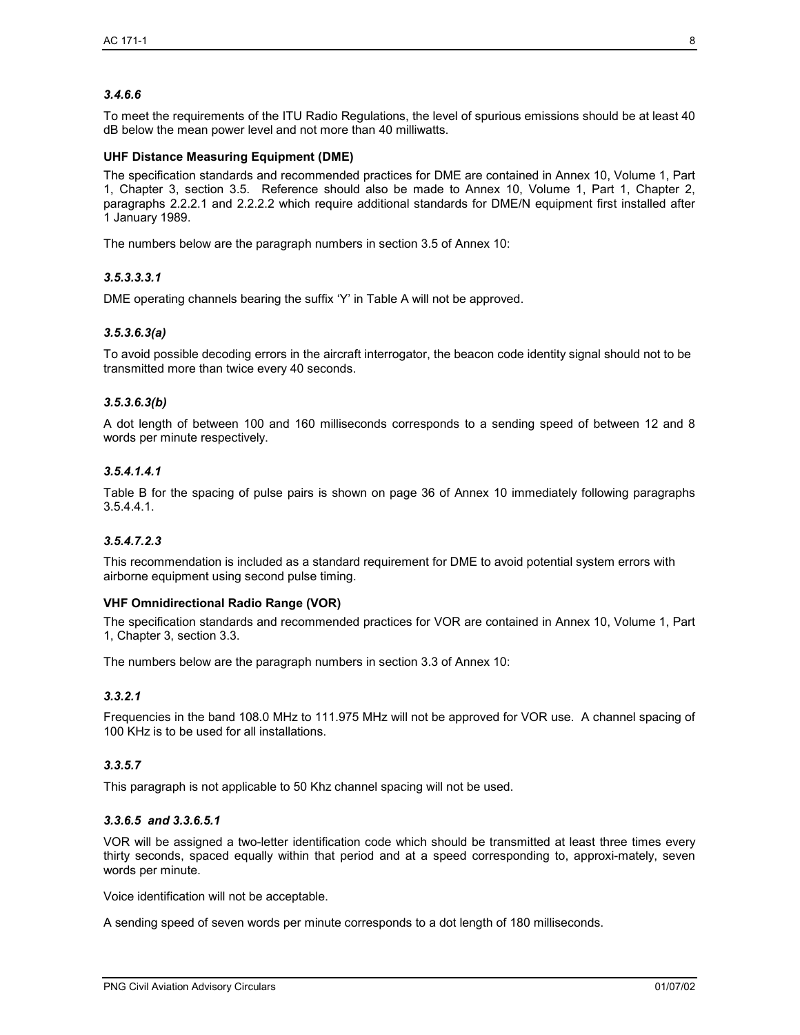### *3.4.6.6*

To meet the requirements of the ITU Radio Regulations, the level of spurious emissions should be at least 40 dB below the mean power level and not more than 40 milliwatts.

**UHF Distance Measuring Equipment (DME)**

The specification standards and recommended practices for DME are contained in Annex 10, Volume 1, Part 1, Chapter 3, section 3.5. Reference should also be made to Annex 10, Volume 1, Part 1, Chapter 2, paragraphs 2.2.2.1 and 2.2.2.2 which require additional standards for DME/N equipment first installed after 1 January 1989.

The numbers below are the paragraph numbers in section 3.5 of Annex 10:

### *3.5.3.3.3.1*

DME operating channels bearing the suffix 'Y' in Table A will not be approved.

### *3.5.3.6.3(a)*

To avoid possible decoding errors in the aircraft interrogator, the beacon code identity signal should not to be transmitted more than twice every 40 seconds.

### *3.5.3.6.3(b)*

A dot length of between 100 and 160 milliseconds corresponds to a sending speed of between 12 and 8 words per minute respectively.

### *3.5.4.1.4.1*

Table B for the spacing of pulse pairs is shown on page 36 of Annex 10 immediately following paragraphs 3.5.4.4.1.

### *3.5.4.7.2.3*

This recommendation is included as a standard requirement for DME to avoid potential system errors with airborne equipment using second pulse timing.

**VHF Omnidirectional Radio Range (VOR)**

The specification standards and recommended practices for VOR are contained in Annex 10, Volume 1, Part 1, Chapter 3, section 3.3.

The numbers below are the paragraph numbers in section 3.3 of Annex 10:

### *3.3.2.1*

Frequencies in the band 108.0 MHz to 111.975 MHz will not be approved for VOR use. A channel spacing of 100 KHz is to be used for all installations.

### *3.3.5.7*

This paragraph is not applicable to 50 Khz channel spacing will not be used.

### *3.3.6.5 and 3.3.6.5.1*

VOR will be assigned a two-letter identification code which should be transmitted at least three times every thirty seconds, spaced equally within that period and at a speed corresponding to, approxi-mately, seven words per minute.

Voice identification will not be acceptable.

A sending speed of seven words per minute corresponds to a dot length of 180 milliseconds.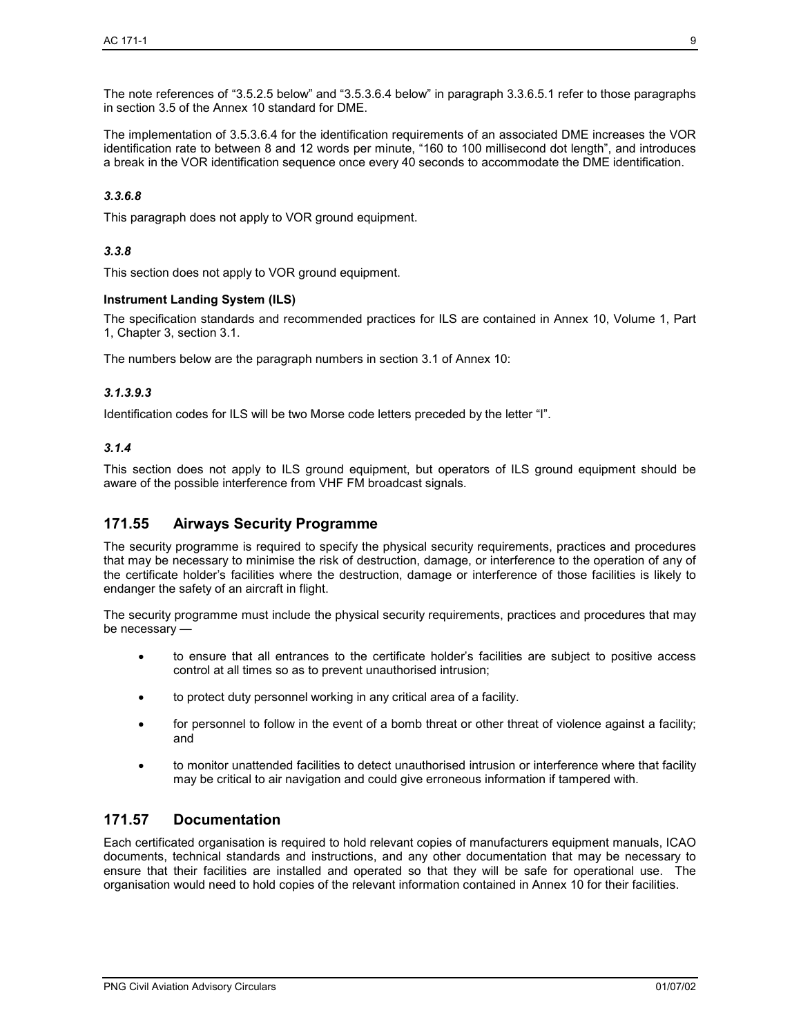The note references of “3.5.2.5 below” and “3.5.3.6.4 below” in paragraph 3.3.6.5.1 refer to those paragraphs in section 3.5 of the Annex 10 standard for DME.

The implementation of 3.5.3.6.4 for the identification requirements of an associated DME increases the VOR identification rate to between 8 and 12 words per minute, “160 to 100 millisecond dot length”, and introduces a break in the VOR identification sequence once every 40 seconds to accommodate the DME identification.

#### *3.3.6.8*

This paragraph does not apply to VOR ground equipment.

#### *3.3.8*

This section does not apply to VOR ground equipment.

### Instrument Landing System (ILS)

The specification standards and recommended practices for ILS are contained in Annex 10, Volume 1, Part 1, Chapter 3, section 3.1.

The numbers below are the paragraph numbers in section 3.1 of Annex 10:

#### *3.1.3.9.3*

Identification codes for ILS will be two Morse code letters preceded by the letter “I”.

#### *3.1.4*

This section does not apply to ILS ground equipment, but operators of ILS ground equipment should be aware of the possible interference from VHF FM broadcast signals.

## 171.55 Airways Security Programme

The security programme is required to specify the physical security requirements, practices and procedures that may be necessary to minimise the risk of destruction, damage, or interference to the operation of any of the certificate holder’s facilities where the destruction, damage or interference of those facilities is likely to endanger the safety of an aircraft in flight.

The security programme must include the physical security requirements, practices and procedures that may be necessary —

- to ensure that all entrances to the certificate holder’s facilities are subject to positive access control at all times so as to prevent unauthorised intrusion;
- to protect duty personnel working in any critical area of a facility.
- for personnel to follow in the event of a bomb threat or other threat of violence against a facility; and
- to monitor unattended facilities to detect unauthorised intrusion or interference where that facility may be critical to air navigation and could give erroneous information if tampered with.

## 171.57 Documentation

Each certificated organisation is required to hold relevant copies of manufacturers equipment manuals, ICAO documents, technical standards and instructions, and any other documentation that may be necessary to ensure that their facilities are installed and operated so that they will be safe for operational use. The organisation would need to hold copies of the relevant information contained in Annex 10 for their facilities.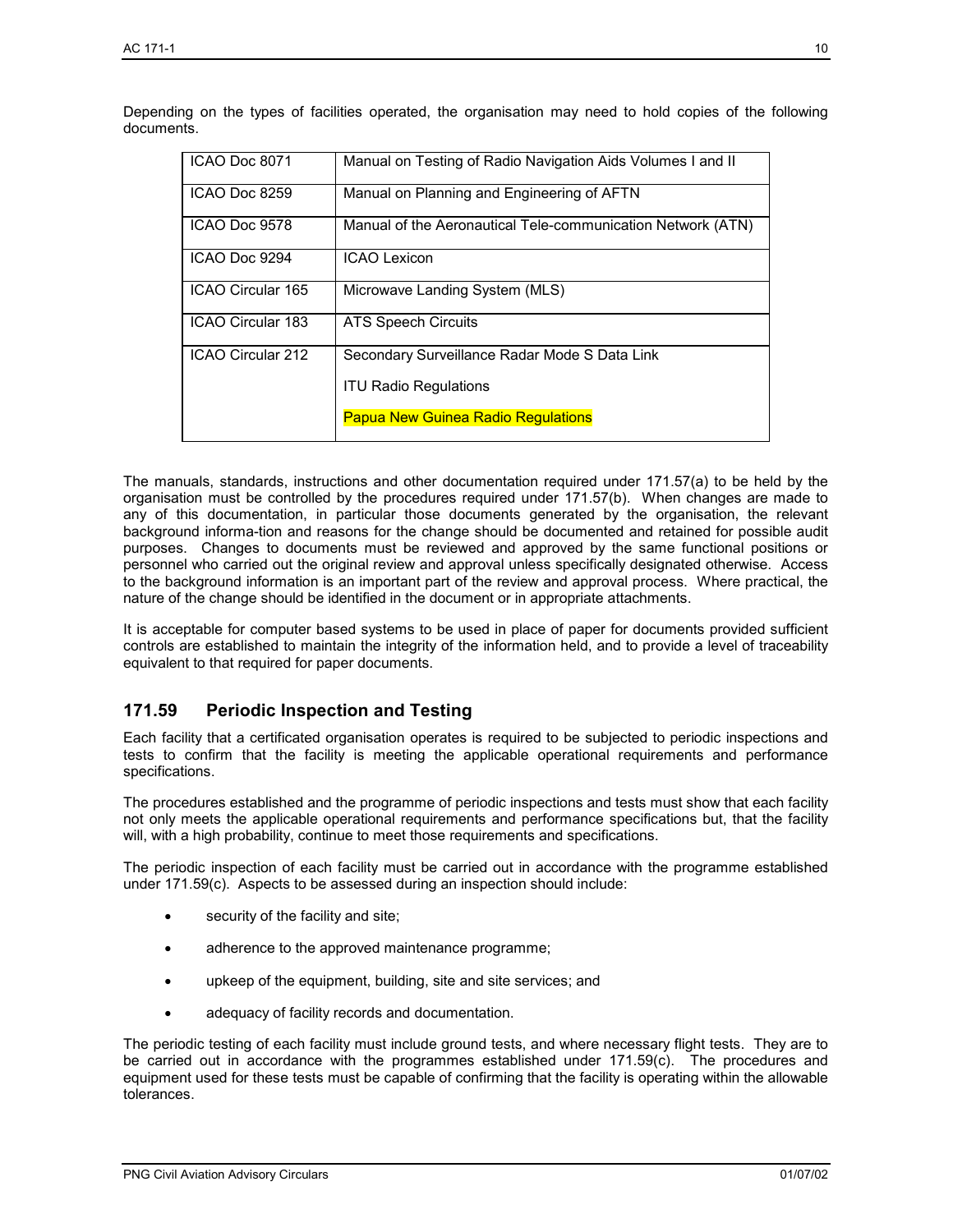Depending on the types of facilities operated, the organisation may need to hold copies of the following documents.

| | |
|---|---|
| ICAO Doc 8071 | Manual on Testing of Radio Navigation Aids Volumes I and II |
| ICAO Doc 8259 | Manual on Planning and Engineering of AFTN |
| ICAO Doc 9578 | Manual of the Aeronautical Tele-communication Network (ATN) |
| ICAO Doc 9294 | ICAO Lexicon |
| ICAO Circular 165 | Microwave Landing System (MLS) |
| ICAO Circular 183 | ATS Speech Circuits |
| ICAO Circular 212 | Secondary Surveillance Radar Mode S Data Link<br>ITU Radio Regulations<br>Papua New Guinea Radio Regulations |

The manuals, standards, instructions and other documentation required under 171.57(a) to be held by the organisation must be controlled by the procedures required under 171.57(b). When changes are made to any of this documentation, in particular those documents generated by the organisation, the relevant background informa-tion and reasons for the change should be documented and retained for possible audit purposes. Changes to documents must be reviewed and approved by the same functional positions or personnel who carried out the original review and approval unless specifically designated otherwise. Access to the background information is an important part of the review and approval process. Where practical, the nature of the change should be identified in the document or in appropriate attachments.

It is acceptable for computer based systems to be used in place of paper for documents provided sufficient controls are established to maintain the integrity of the information held, and to provide a level of traceability equivalent to that required for paper documents.

## 171.59 Periodic Inspection and Testing

Each facility that a certificated organisation operates is required to be subjected to periodic inspections and tests to confirm that the facility is meeting the applicable operational requirements and performance specifications.

The procedures established and the programme of periodic inspections and tests must show that each facility not only meets the applicable operational requirements and performance specifications but, that the facility will, with a high probability, continue to meet those requirements and specifications.

The periodic inspection of each facility must be carried out in accordance with the programme established under 171.59(c). Aspects to be assessed during an inspection should include:

- security of the facility and site;
- adherence to the approved maintenance programme;
- upkeep of the equipment, building, site and site services; and
- adequacy of facility records and documentation.

The periodic testing of each facility must include ground tests, and where necessary flight tests. They are to be carried out in accordance with the programmes established under 171.59(c). The procedures and equipment used for these tests must be capable of confirming that the facility is operating within the allowable tolerances.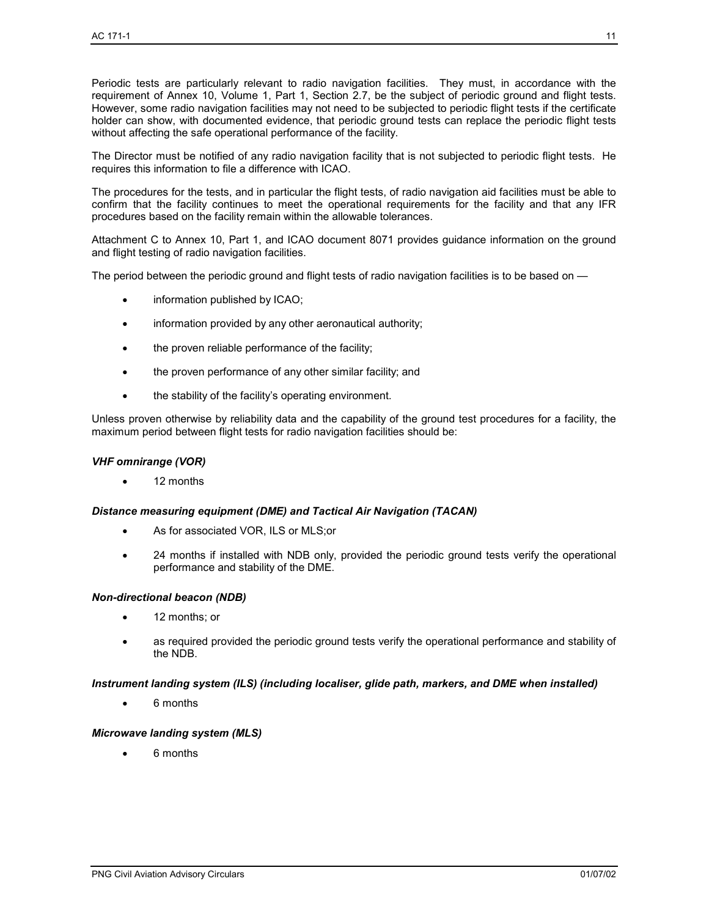Periodic tests are particularly relevant to radio navigation facilities. They must, in accordance with the requirement of Annex 10, Volume 1, Part 1, Section 2.7, be the subject of periodic ground and flight tests. However, some radio navigation facilities may not need to be subjected to periodic flight tests if the certificate holder can show, with documented evidence, that periodic ground tests can replace the periodic flight tests without affecting the safe operational performance of the facility.

The Director must be notified of any radio navigation facility that is not subjected to periodic flight tests. He requires this information to file a difference with ICAO.

The procedures for the tests, and in particular the flight tests, of radio navigation aid facilities must be able to confirm that the facility continues to meet the operational requirements for the facility and that any IFR procedures based on the facility remain within the allowable tolerances.

Attachment C to Annex 10, Part 1, and ICAO document 8071 provides guidance information on the ground and flight testing of radio navigation facilities.

The period between the periodic ground and flight tests of radio navigation facilities is to be based on —

- information published by ICAO;
- information provided by any other aeronautical authority;
- the proven reliable performance of the facility;
- the proven performance of any other similar facility; and
- the stability of the facility's operating environment.

Unless proven otherwise by reliability data and the capability of the ground test procedures for a facility, the maximum period between flight tests for radio navigation facilities should be:

***VHF omnirange (VOR)***

- 12 months

***Distance measuring equipment (DME) and Tactical Air Navigation (TACAN)***

- As for associated VOR, ILS or MLS;or
- 24 months if installed with NDB only, provided the periodic ground tests verify the operational performance and stability of the DME.

***Non-directional beacon (NDB)***

- 12 months; or
- as required provided the periodic ground tests verify the operational performance and stability of the NDB.

***Instrument landing system (ILS) (including localiser, glide path, markers, and DME when installed)***

- 6 months

***Microwave landing system (MLS)***

- 6 months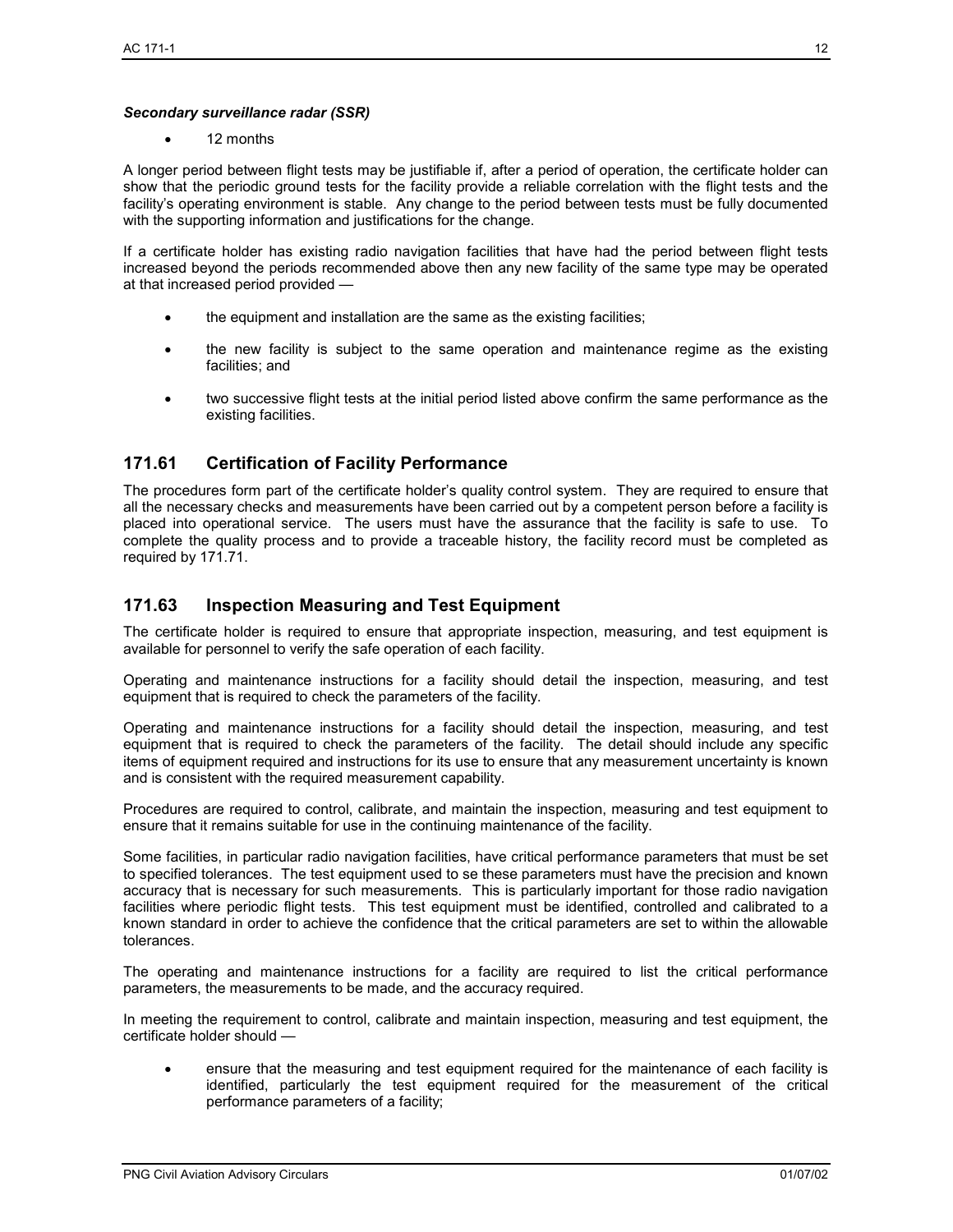***Secondary surveillance radar (SSR)***

- 12 months

A longer period between flight tests may be justifiable if, after a period of operation, the certificate holder can show that the periodic ground tests for the facility provide a reliable correlation with the flight tests and the facility's operating environment is stable. Any change to the period between tests must be fully documented with the supporting information and justifications for the change.

If a certificate holder has existing radio navigation facilities that have had the period between flight tests increased beyond the periods recommended above then any new facility of the same type may be operated at that increased period provided —

- the equipment and installation are the same as the existing facilities;
- the new facility is subject to the same operation and maintenance regime as the existing facilities; and
- two successive flight tests at the initial period listed above confirm the same performance as the existing facilities.

## 171.61 Certification of Facility Performance

The procedures form part of the certificate holder's quality control system. They are required to ensure that all the necessary checks and measurements have been carried out by a competent person before a facility is placed into operational service. The users must have the assurance that the facility is safe to use. To complete the quality process and to provide a traceable history, the facility record must be completed as required by 171.71.

## 171.63 Inspection Measuring and Test Equipment

The certificate holder is required to ensure that appropriate inspection, measuring, and test equipment is available for personnel to verify the safe operation of each facility.

Operating and maintenance instructions for a facility should detail the inspection, measuring, and test equipment that is required to check the parameters of the facility.

Operating and maintenance instructions for a facility should detail the inspection, measuring, and test equipment that is required to check the parameters of the facility. The detail should include any specific items of equipment required and instructions for its use to ensure that any measurement uncertainty is known and is consistent with the required measurement capability.

Procedures are required to control, calibrate, and maintain the inspection, measuring and test equipment to ensure that it remains suitable for use in the continuing maintenance of the facility.

Some facilities, in particular radio navigation facilities, have critical performance parameters that must be set to specified tolerances. The test equipment used to se these parameters must have the precision and known accuracy that is necessary for such measurements. This is particularly important for those radio navigation facilities where periodic flight tests. This test equipment must be identified, controlled and calibrated to a known standard in order to achieve the confidence that the critical parameters are set to within the allowable tolerances.

The operating and maintenance instructions for a facility are required to list the critical performance parameters, the measurements to be made, and the accuracy required.

In meeting the requirement to control, calibrate and maintain inspection, measuring and test equipment, the certificate holder should —

- ensure that the measuring and test equipment required for the maintenance of each facility is identified, particularly the test equipment required for the measurement of the critical performance parameters of a facility;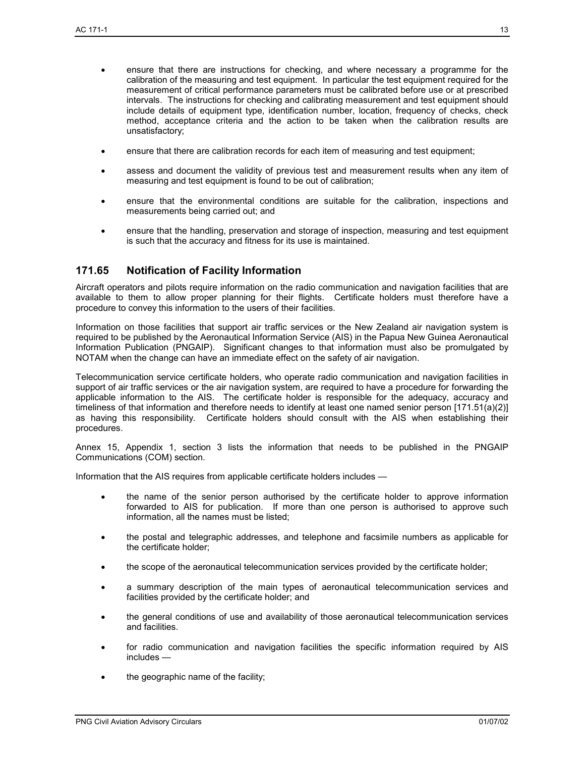- ensure that there are instructions for checking, and where necessary a programme for the calibration of the measuring and test equipment. In particular the test equipment required for the measurement of critical performance parameters must be calibrated before use or at prescribed intervals. The instructions for checking and calibrating measurement and test equipment should include details of equipment type, identification number, location, frequency of checks, check method, acceptance criteria and the action to be taken when the calibration results are unsatisfactory;

- ensure that there are calibration records for each item of measuring and test equipment;

- assess and document the validity of previous test and measurement results when any item of measuring and test equipment is found to be out of calibration;

- ensure that the environmental conditions are suitable for the calibration, inspections and measurements being carried out; and

- ensure that the handling, preservation and storage of inspection, measuring and test equipment is such that the accuracy and fitness for its use is maintained.

## 171.65 Notification of Facility Information

Aircraft operators and pilots require information on the radio communication and navigation facilities that are available to them to allow proper planning for their flights. Certificate holders must therefore have a procedure to convey this information to the users of their facilities.

Information on those facilities that support air traffic services or the New Zealand air navigation system is required to be published by the Aeronautical Information Service (AIS) in the Papua New Guinea Aeronautical Information Publication (PNGAIP). Significant changes to that information must also be promulgated by NOTAM when the change can have an immediate effect on the safety of air navigation.

Telecommunication service certificate holders, who operate radio communication and navigation facilities in support of air traffic services or the air navigation system, are required to have a procedure for forwarding the applicable information to the AIS. The certificate holder is responsible for the adequacy, accuracy and timeliness of that information and therefore needs to identify at least one named senior person [171.51(a)(2)] as having this responsibility. Certificate holders should consult with the AIS when establishing their procedures.

Annex 15, Appendix 1, section 3 lists the information that needs to be published in the PNGAIP Communications (COM) section.

Information that the AIS requires from applicable certificate holders includes —

- the name of the senior person authorised by the certificate holder to approve information forwarded to AIS for publication. If more than one person is authorised to approve such information, all the names must be listed;

- the postal and telegraphic addresses, and telephone and facsimile numbers as applicable for the certificate holder;

- the scope of the aeronautical telecommunication services provided by the certificate holder;

- a summary description of the main types of aeronautical telecommunication services and facilities provided by the certificate holder; and

- the general conditions of use and availability of those aeronautical telecommunication services and facilities.

- for radio communication and navigation facilities the specific information required by AIS includes —

- the geographic name of the facility;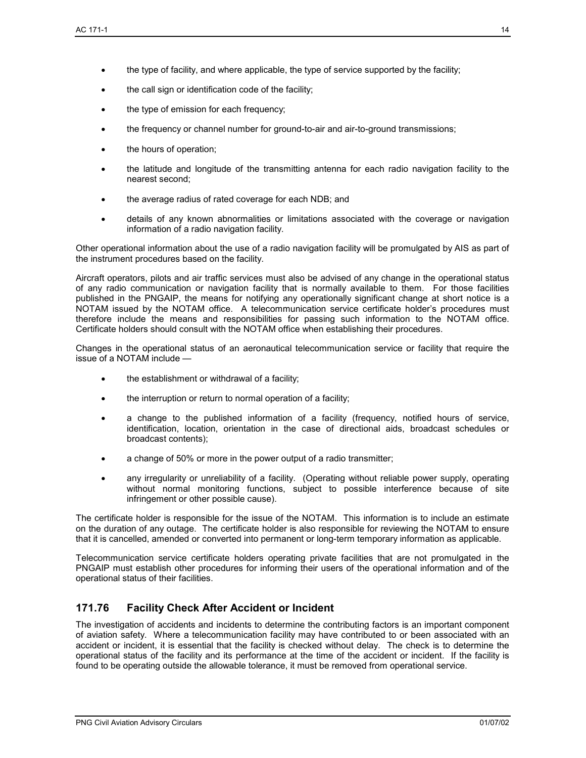- the type of facility, and where applicable, the type of service supported by the facility;
- the call sign or identification code of the facility;
- the type of emission for each frequency;
- the frequency or channel number for ground-to-air and air-to-ground transmissions;
- the hours of operation;
- the latitude and longitude of the transmitting antenna for each radio navigation facility to the nearest second;
- the average radius of rated coverage for each NDB; and
- details of any known abnormalities or limitations associated with the coverage or navigation information of a radio navigation facility.

Other operational information about the use of a radio navigation facility will be promulgated by AIS as part of the instrument procedures based on the facility.

Aircraft operators, pilots and air traffic services must also be advised of any change in the operational status of any radio communication or navigation facility that is normally available to them. For those facilities published in the PNGAIP, the means for notifying any operationally significant change at short notice is a NOTAM issued by the NOTAM office. A telecommunication service certificate holder's procedures must therefore include the means and responsibilities for passing such information to the NOTAM office. Certificate holders should consult with the NOTAM office when establishing their procedures.

Changes in the operational status of an aeronautical telecommunication service or facility that require the issue of a NOTAM include —

- the establishment or withdrawal of a facility;
- the interruption or return to normal operation of a facility;
- a change to the published information of a facility (frequency, notified hours of service, identification, location, orientation in the case of directional aids, broadcast schedules or broadcast contents);
- a change of 50% or more in the power output of a radio transmitter;
- any irregularity or unreliability of a facility. (Operating without reliable power supply, operating without normal monitoring functions, subject to possible interference because of site infringement or other possible cause).

The certificate holder is responsible for the issue of the NOTAM. This information is to include an estimate on the duration of any outage. The certificate holder is also responsible for reviewing the NOTAM to ensure that it is cancelled, amended or converted into permanent or long-term temporary information as applicable.

Telecommunication service certificate holders operating private facilities that are not promulgated in the PNGAIP must establish other procedures for informing their users of the operational information and of the operational status of their facilities.

## 171.76 Facility Check After Accident or Incident

The investigation of accidents and incidents to determine the contributing factors is an important component of aviation safety. Where a telecommunication facility may have contributed to or been associated with an accident or incident, it is essential that the facility is checked without delay. The check is to determine the operational status of the facility and its performance at the time of the accident or incident. If the facility is found to be operating outside the allowable tolerance, it must be removed from operational service.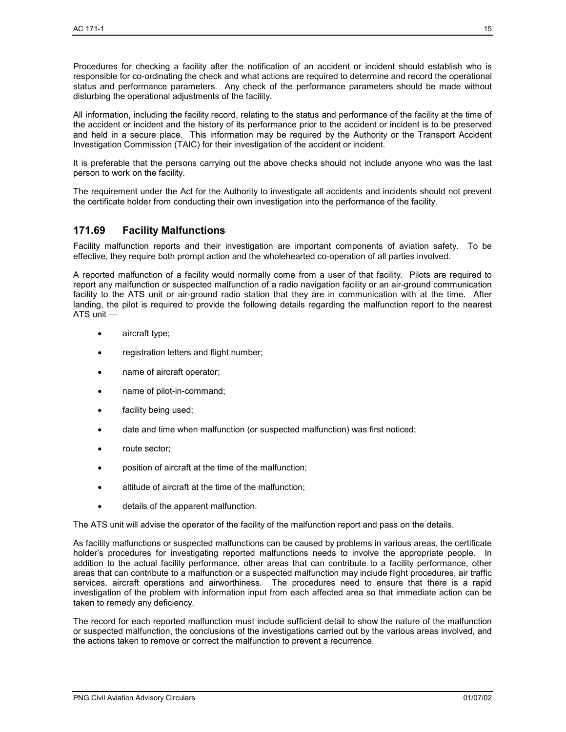Procedures for checking a facility after the notification of an accident or incident should establish who is responsible for co-ordinating the check and what actions are required to determine and record the operational status and performance parameters. Any check of the performance parameters should be made without disturbing the operational adjustments of the facility.

All information, including the facility record, relating to the status and performance of the facility at the time of the accident or incident and the history of its performance prior to the accident or incident is to be preserved and held in a secure place. This information may be required by the Authority or the Transport Accident Investigation Commission (TAIC) for their investigation of the accident or incident.

It is preferable that the persons carrying out the above checks should not include anyone who was the last person to work on the facility.

The requirement under the Act for the Authority to investigate all accidents and incidents should not prevent the certificate holder from conducting their own investigation into the performance of the facility.

## 171.69 Facility Malfunctions

Facility malfunction reports and their investigation are important components of aviation safety. To be effective, they require both prompt action and the wholehearted co-operation of all parties involved.

A reported malfunction of a facility would normally come from a user of that facility. Pilots are required to report any malfunction or suspected malfunction of a radio navigation facility or an air-ground communication facility to the ATS unit or air-ground radio station that they are in communication with at the time. After landing, the pilot is required to provide the following details regarding the malfunction report to the nearest ATS unit —

- aircraft type;
- registration letters and flight number;
- name of aircraft operator;
- name of pilot-in-command;
- facility being used;
- date and time when malfunction (or suspected malfunction) was first noticed;
- route sector;
- position of aircraft at the time of the malfunction;
- altitude of aircraft at the time of the malfunction;
- details of the apparent malfunction.

The ATS unit will advise the operator of the facility of the malfunction report and pass on the details.

As facility malfunctions or suspected malfunctions can be caused by problems in various areas, the certificate holder's procedures for investigating reported malfunctions needs to involve the appropriate people. In addition to the actual facility performance, other areas that can contribute to a facility performance, other areas that can contribute to a malfunction or a suspected malfunction may include flight procedures, air traffic services, aircraft operations and airworthiness. The procedures need to ensure that there is a rapid investigation of the problem with information input from each affected area so that immediate action can be taken to remedy any deficiency.

The record for each reported malfunction must include sufficient detail to show the nature of the malfunction or suspected malfunction, the conclusions of the investigations carried out by the various areas involved, and the actions taken to remove or correct the malfunction to prevent a recurrence.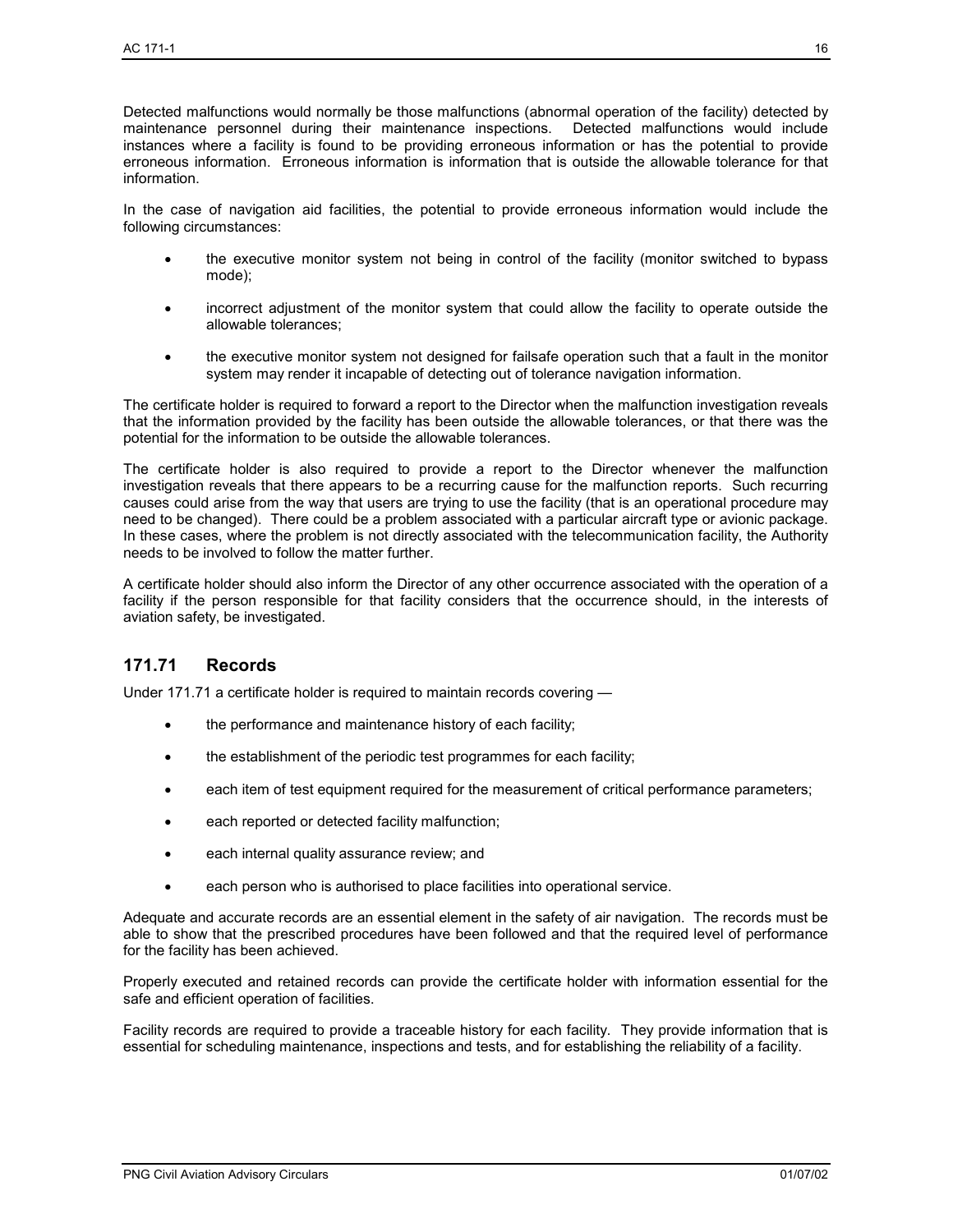Detected malfunctions would normally be those malfunctions (abnormal operation of the facility) detected by maintenance personnel during their maintenance inspections. Detected malfunctions would include instances where a facility is found to be providing erroneous information or has the potential to provide erroneous information. Erroneous information is information that is outside the allowable tolerance for that information.

In the case of navigation aid facilities, the potential to provide erroneous information would include the following circumstances:

- the executive monitor system not being in control of the facility (monitor switched to bypass mode);
- incorrect adjustment of the monitor system that could allow the facility to operate outside the allowable tolerances;
- the executive monitor system not designed for failsafe operation such that a fault in the monitor system may render it incapable of detecting out of tolerance navigation information.

The certificate holder is required to forward a report to the Director when the malfunction investigation reveals that the information provided by the facility has been outside the allowable tolerances, or that there was the potential for the information to be outside the allowable tolerances.

The certificate holder is also required to provide a report to the Director whenever the malfunction investigation reveals that there appears to be a recurring cause for the malfunction reports. Such recurring causes could arise from the way that users are trying to use the facility (that is an operational procedure may need to be changed). There could be a problem associated with a particular aircraft type or avionic package. In these cases, where the problem is not directly associated with the telecommunication facility, the Authority needs to be involved to follow the matter further.

A certificate holder should also inform the Director of any other occurrence associated with the operation of a facility if the person responsible for that facility considers that the occurrence should, in the interests of aviation safety, be investigated.

## 171.71 Records

Under 171.71 a certificate holder is required to maintain records covering —

- the performance and maintenance history of each facility;
- the establishment of the periodic test programmes for each facility;
- each item of test equipment required for the measurement of critical performance parameters;
- each reported or detected facility malfunction;
- each internal quality assurance review; and
- each person who is authorised to place facilities into operational service.

Adequate and accurate records are an essential element in the safety of air navigation. The records must be able to show that the prescribed procedures have been followed and that the required level of performance for the facility has been achieved.

Properly executed and retained records can provide the certificate holder with information essential for the safe and efficient operation of facilities.

Facility records are required to provide a traceable history for each facility. They provide information that is essential for scheduling maintenance, inspections and tests, and for establishing the reliability of a facility.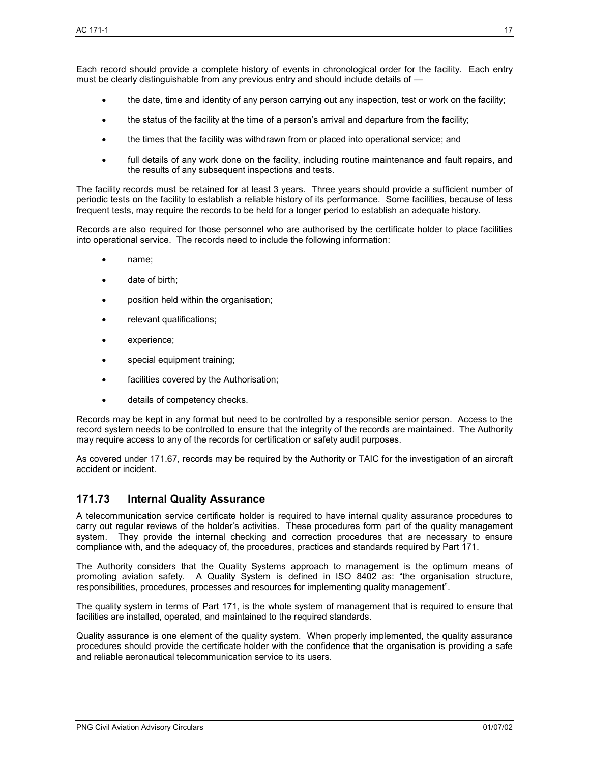Each record should provide a complete history of events in chronological order for the facility. Each entry must be clearly distinguishable from any previous entry and should include details of —

- the date, time and identity of any person carrying out any inspection, test or work on the facility;
- the status of the facility at the time of a person's arrival and departure from the facility;
- the times that the facility was withdrawn from or placed into operational service; and
- full details of any work done on the facility, including routine maintenance and fault repairs, and the results of any subsequent inspections and tests.

The facility records must be retained for at least 3 years. Three years should provide a sufficient number of periodic tests on the facility to establish a reliable history of its performance. Some facilities, because of less frequent tests, may require the records to be held for a longer period to establish an adequate history.

Records are also required for those personnel who are authorised by the certificate holder to place facilities into operational service. The records need to include the following information:

- name;
- date of birth;
- position held within the organisation;
- relevant qualifications;
- experience;
- special equipment training;
- facilities covered by the Authorisation;
- details of competency checks.

Records may be kept in any format but need to be controlled by a responsible senior person. Access to the record system needs to be controlled to ensure that the integrity of the records are maintained. The Authority may require access to any of the records for certification or safety audit purposes.

As covered under 171.67, records may be required by the Authority or TAIC for the investigation of an aircraft accident or incident.

## 171.73 Internal Quality Assurance

A telecommunication service certificate holder is required to have internal quality assurance procedures to carry out regular reviews of the holder's activities. These procedures form part of the quality management system. They provide the internal checking and correction procedures that are necessary to ensure compliance with, and the adequacy of, the procedures, practices and standards required by Part 171.

The Authority considers that the Quality Systems approach to management is the optimum means of promoting aviation safety. A Quality System is defined in ISO 8402 as: "the organisation structure, responsibilities, procedures, processes and resources for implementing quality management".

The quality system in terms of Part 171, is the whole system of management that is required to ensure that facilities are installed, operated, and maintained to the required standards.

Quality assurance is one element of the quality system. When properly implemented, the quality assurance procedures should provide the certificate holder with the confidence that the organisation is providing a safe and reliable aeronautical telecommunication service to its users.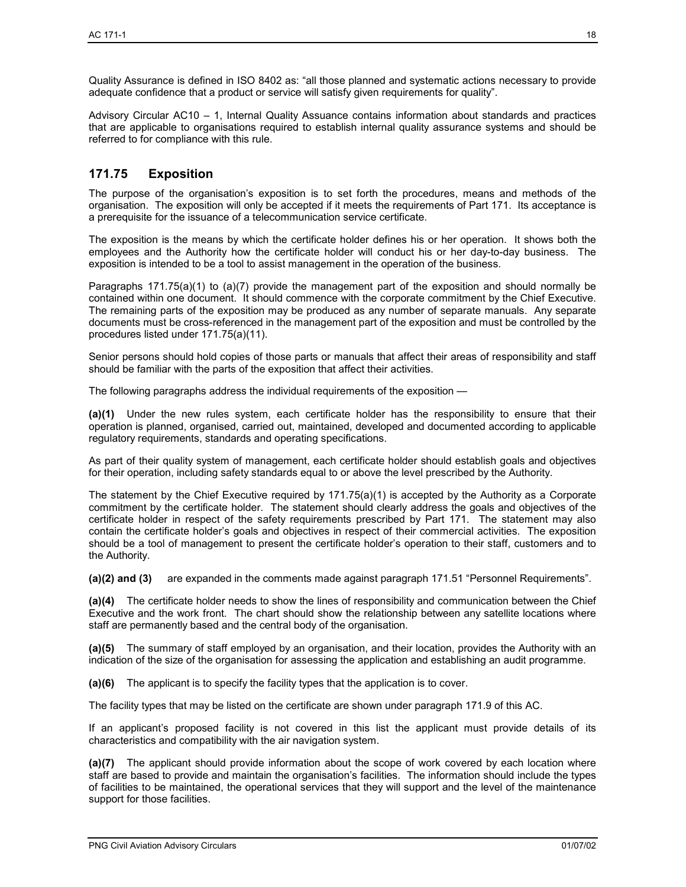Quality Assurance is defined in ISO 8402 as: "all those planned and systematic actions necessary to provide adequate confidence that a product or service will satisfy given requirements for quality".

Advisory Circular AC10 – 1, Internal Quality Assuance contains information about standards and practices that are applicable to organisations required to establish internal quality assurance systems and should be referred to for compliance with this rule.

## 171.75 Exposition

The purpose of the organisation's exposition is to set forth the procedures, means and methods of the organisation. The exposition will only be accepted if it meets the requirements of Part 171. Its acceptance is a prerequisite for the issuance of a telecommunication service certificate.

The exposition is the means by which the certificate holder defines his or her operation. It shows both the employees and the Authority how the certificate holder will conduct his or her day-to-day business. The exposition is intended to be a tool to assist management in the operation of the business.

Paragraphs 171.75(a)(1) to (a)(7) provide the management part of the exposition and should normally be contained within one document. It should commence with the corporate commitment by the Chief Executive. The remaining parts of the exposition may be produced as any number of separate manuals. Any separate documents must be cross-referenced in the management part of the exposition and must be controlled by the procedures listed under 171.75(a)(11).

Senior persons should hold copies of those parts or manuals that affect their areas of responsibility and staff should be familiar with the parts of the exposition that affect their activities.

The following paragraphs address the individual requirements of the exposition —

**(a)(1)** Under the new rules system, each certificate holder has the responsibility to ensure that their operation is planned, organised, carried out, maintained, developed and documented according to applicable regulatory requirements, standards and operating specifications.

As part of their quality system of management, each certificate holder should establish goals and objectives for their operation, including safety standards equal to or above the level prescribed by the Authority.

The statement by the Chief Executive required by 171.75(a)(1) is accepted by the Authority as a Corporate commitment by the certificate holder. The statement should clearly address the goals and objectives of the certificate holder in respect of the safety requirements prescribed by Part 171. The statement may also contain the certificate holder's goals and objectives in respect of their commercial activities. The exposition should be a tool of management to present the certificate holder's operation to their staff, customers and to the Authority.

**(a)(2) and (3)** are expanded in the comments made against paragraph 171.51 "Personnel Requirements".

**(a)(4)** The certificate holder needs to show the lines of responsibility and communication between the Chief Executive and the work front. The chart should show the relationship between any satellite locations where staff are permanently based and the central body of the organisation.

**(a)(5)** The summary of staff employed by an organisation, and their location, provides the Authority with an indication of the size of the organisation for assessing the application and establishing an audit programme.

**(a)(6)** The applicant is to specify the facility types that the application is to cover.

The facility types that may be listed on the certificate are shown under paragraph 171.9 of this AC.

If an applicant's proposed facility is not covered in this list the applicant must provide details of its characteristics and compatibility with the air navigation system.

**(a)(7)** The applicant should provide information about the scope of work covered by each location where staff are based to provide and maintain the organisation's facilities. The information should include the types of facilities to be maintained, the operational services that they will support and the level of the maintenance support for those facilities.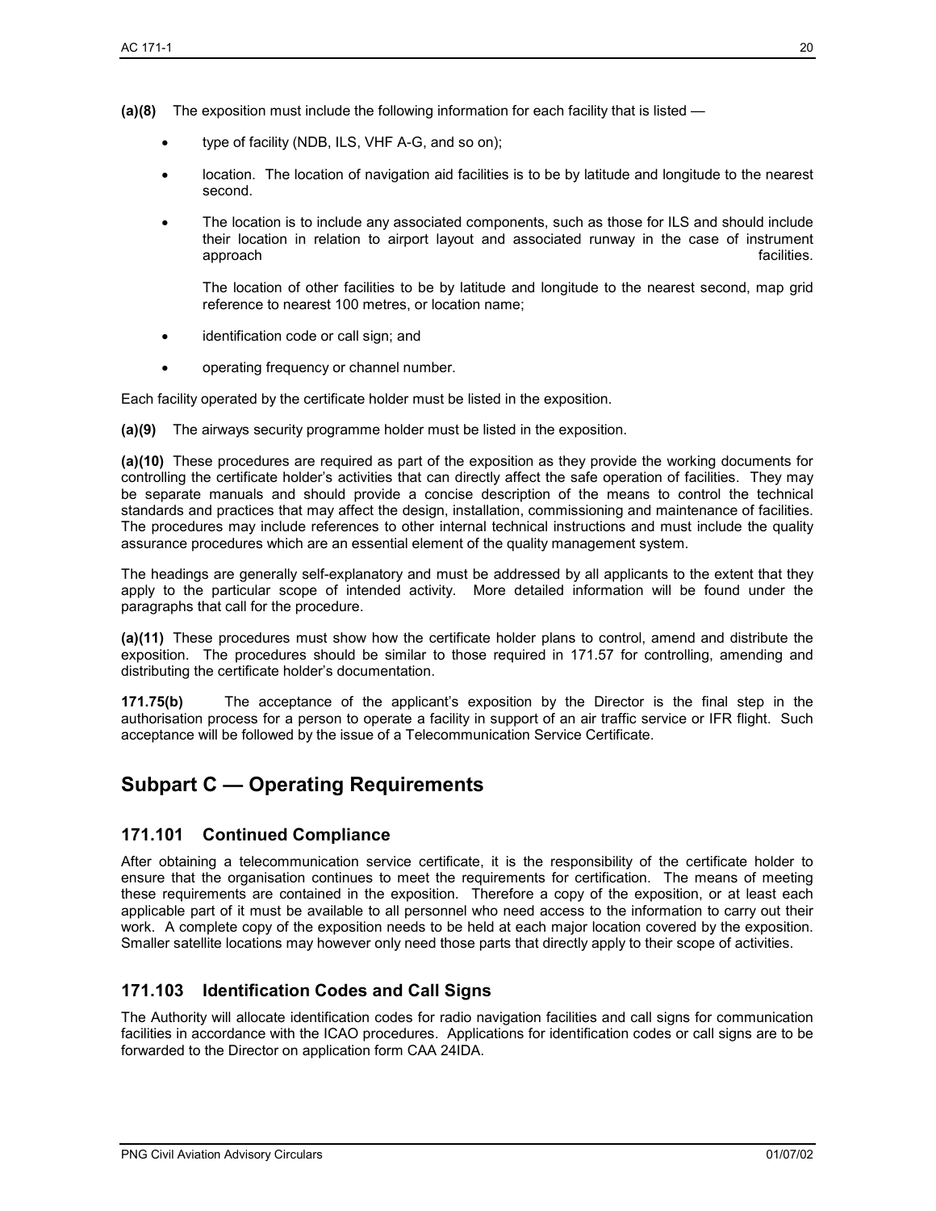**(a)(8)** The exposition must include the following information for each facility that is listed —

- type of facility (NDB, ILS, VHF A-G, and so on);
- location. The location of navigation aid facilities is to be by latitude and longitude to the nearest second.
- The location is to include any associated components, such as those for ILS and should include their location in relation to airport layout and associated runway in the case of instrument approach facilities.

  The location of other facilities to be by latitude and longitude to the nearest second, map grid reference to nearest 100 metres, or location name;
- identification code or call sign; and
- operating frequency or channel number.

Each facility operated by the certificate holder must be listed in the exposition.

**(a)(9)** The airways security programme holder must be listed in the exposition.

**(a)(10)** These procedures are required as part of the exposition as they provide the working documents for controlling the certificate holder's activities that can directly affect the safe operation of facilities. They may be separate manuals and should provide a concise description of the means to control the technical standards and practices that may affect the design, installation, commissioning and maintenance of facilities. The procedures may include references to other internal technical instructions and must include the quality assurance procedures which are an essential element of the quality management system.

The headings are generally self-explanatory and must be addressed by all applicants to the extent that they apply to the particular scope of intended activity. More detailed information will be found under the paragraphs that call for the procedure.

**(a)(11)** These procedures must show how the certificate holder plans to control, amend and distribute the exposition. The procedures should be similar to those required in 171.57 for controlling, amending and distributing the certificate holder's documentation.

**171.75(b)** The acceptance of the applicant's exposition by the Director is the final step in the authorisation process for a person to operate a facility in support of an air traffic service or IFR flight. Such acceptance will be followed by the issue of a Telecommunication Service Certificate.

## Subpart C — Operating Requirements

### 171.101 Continued Compliance

After obtaining a telecommunication service certificate, it is the responsibility of the certificate holder to ensure that the organisation continues to meet the requirements for certification. The means of meeting these requirements are contained in the exposition. Therefore a copy of the exposition, or at least each applicable part of it must be available to all personnel who need access to the information to carry out their work. A complete copy of the exposition needs to be held at each major location covered by the exposition. Smaller satellite locations may however only need those parts that directly apply to their scope of activities.

### 171.103 Identification Codes and Call Signs

The Authority will allocate identification codes for radio navigation facilities and call signs for communication facilities in accordance with the ICAO procedures. Applications for identification codes or call signs are to be forwarded to the Director on application form CAA 24IDA.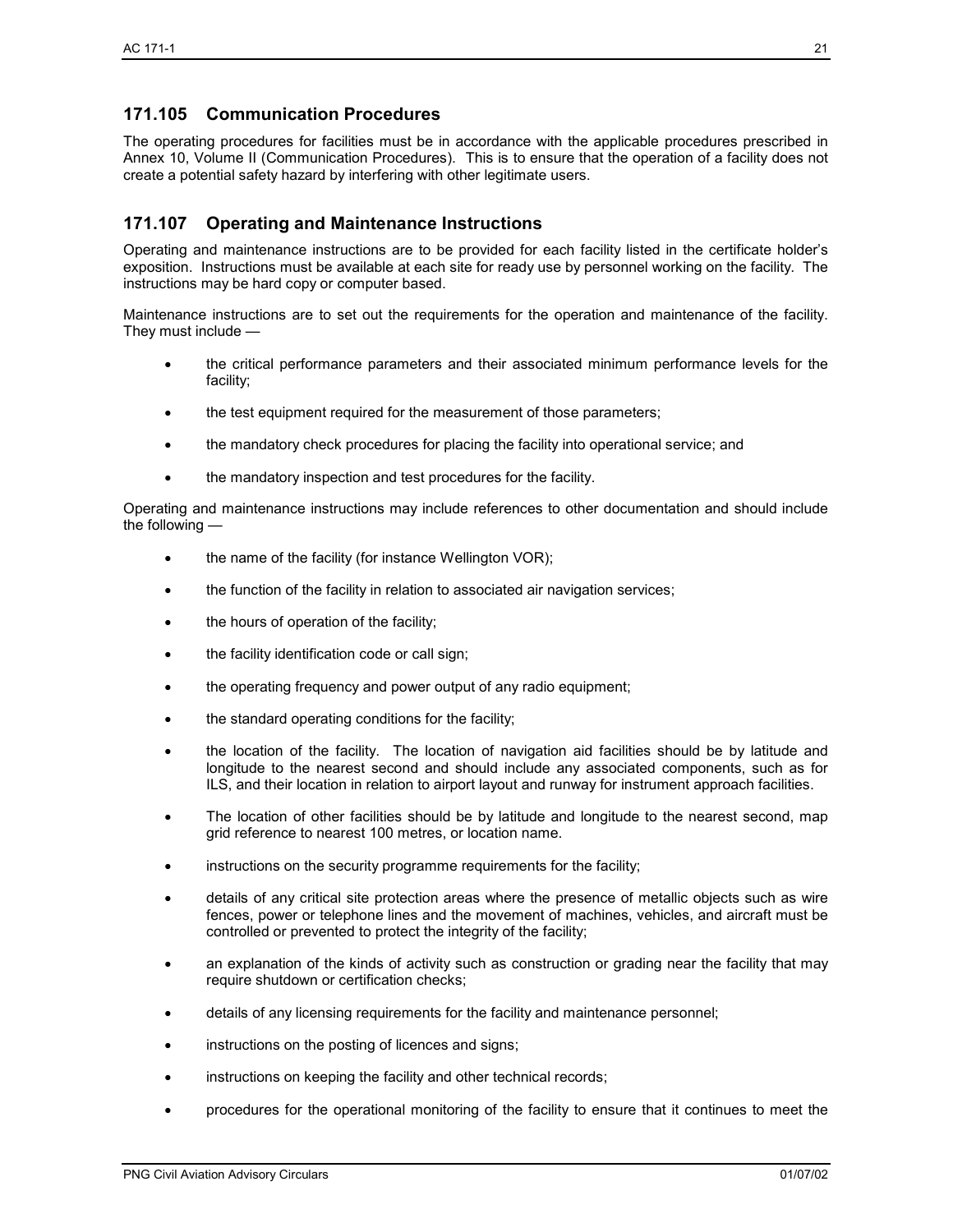## 171.105 Communication Procedures

The operating procedures for facilities must be in accordance with the applicable procedures prescribed in Annex 10, Volume II (Communication Procedures). This is to ensure that the operation of a facility does not create a potential safety hazard by interfering with other legitimate users.

## 171.107 Operating and Maintenance Instructions

Operating and maintenance instructions are to be provided for each facility listed in the certificate holder's exposition. Instructions must be available at each site for ready use by personnel working on the facility. The instructions may be hard copy or computer based.

Maintenance instructions are to set out the requirements for the operation and maintenance of the facility. They must include —

- the critical performance parameters and their associated minimum performance levels for the facility;
- the test equipment required for the measurement of those parameters;
- the mandatory check procedures for placing the facility into operational service; and
- the mandatory inspection and test procedures for the facility.

Operating and maintenance instructions may include references to other documentation and should include the following —

- the name of the facility (for instance Wellington VOR);
- the function of the facility in relation to associated air navigation services;
- the hours of operation of the facility;
- the facility identification code or call sign;
- the operating frequency and power output of any radio equipment;
- the standard operating conditions for the facility;
- the location of the facility. The location of navigation aid facilities should be by latitude and longitude to the nearest second and should include any associated components, such as for ILS, and their location in relation to airport layout and runway for instrument approach facilities.
- The location of other facilities should be by latitude and longitude to the nearest second, map grid reference to nearest 100 metres, or location name.
- instructions on the security programme requirements for the facility;
- details of any critical site protection areas where the presence of metallic objects such as wire fences, power or telephone lines and the movement of machines, vehicles, and aircraft must be controlled or prevented to protect the integrity of the facility;
- an explanation of the kinds of activity such as construction or grading near the facility that may require shutdown or certification checks;
- details of any licensing requirements for the facility and maintenance personnel;
- instructions on the posting of licences and signs;
- instructions on keeping the facility and other technical records;
- procedures for the operational monitoring of the facility to ensure that it continues to meet the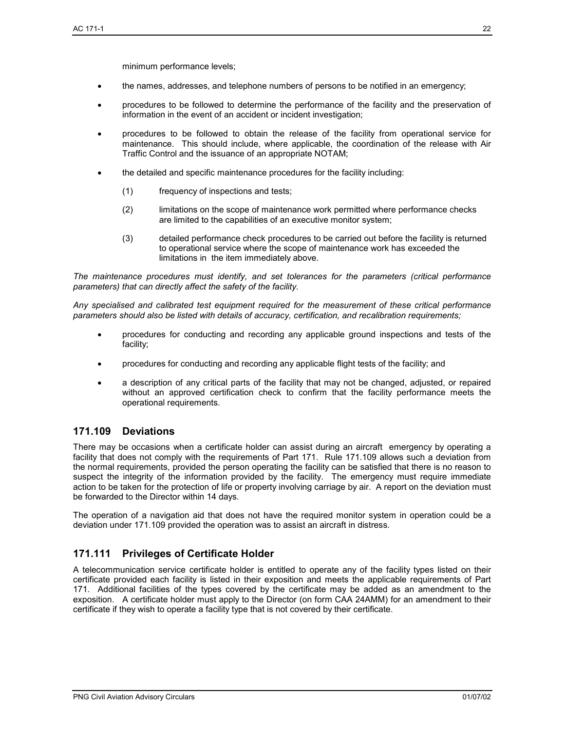minimum performance levels;

- the names, addresses, and telephone numbers of persons to be notified in an emergency;
- procedures to be followed to determine the performance of the facility and the preservation of information in the event of an accident or incident investigation;
- procedures to be followed to obtain the release of the facility from operational service for maintenance. This should include, where applicable, the coordination of the release with Air Traffic Control and the issuance of an appropriate NOTAM;
- the detailed and specific maintenance procedures for the facility including:
  - (1) frequency of inspections and tests;
  - (2) limitations on the scope of maintenance work permitted where performance checks are limited to the capabilities of an executive monitor system;
  - (3) detailed performance check procedures to be carried out before the facility is returned to operational service where the scope of maintenance work has exceeded the limitations in the item immediately above.

*The maintenance procedures must identify, and set tolerances for the parameters (critical performance parameters) that can directly affect the safety of the facility.*

*Any specialised and calibrated test equipment required for the measurement of these critical performance parameters should also be listed with details of accuracy, certification, and recalibration requirements;*

- procedures for conducting and recording any applicable ground inspections and tests of the facility;
- procedures for conducting and recording any applicable flight tests of the facility; and
- a description of any critical parts of the facility that may not be changed, adjusted, or repaired without an approved certification check to confirm that the facility performance meets the operational requirements.

## 171.109 Deviations

There may be occasions when a certificate holder can assist during an aircraft emergency by operating a facility that does not comply with the requirements of Part 171. Rule 171.109 allows such a deviation from the normal requirements, provided the person operating the facility can be satisfied that there is no reason to suspect the integrity of the information provided by the facility. The emergency must require immediate action to be taken for the protection of life or property involving carriage by air. A report on the deviation must be forwarded to the Director within 14 days.

The operation of a navigation aid that does not have the required monitor system in operation could be a deviation under 171.109 provided the operation was to assist an aircraft in distress.

## 171.111 Privileges of Certificate Holder

A telecommunication service certificate holder is entitled to operate any of the facility types listed on their certificate provided each facility is listed in their exposition and meets the applicable requirements of Part 171. Additional facilities of the types covered by the certificate may be added as an amendment to the exposition. A certificate holder must apply to the Director (on form CAA 24AMM) for an amendment to their certificate if they wish to operate a facility type that is not covered by their certificate.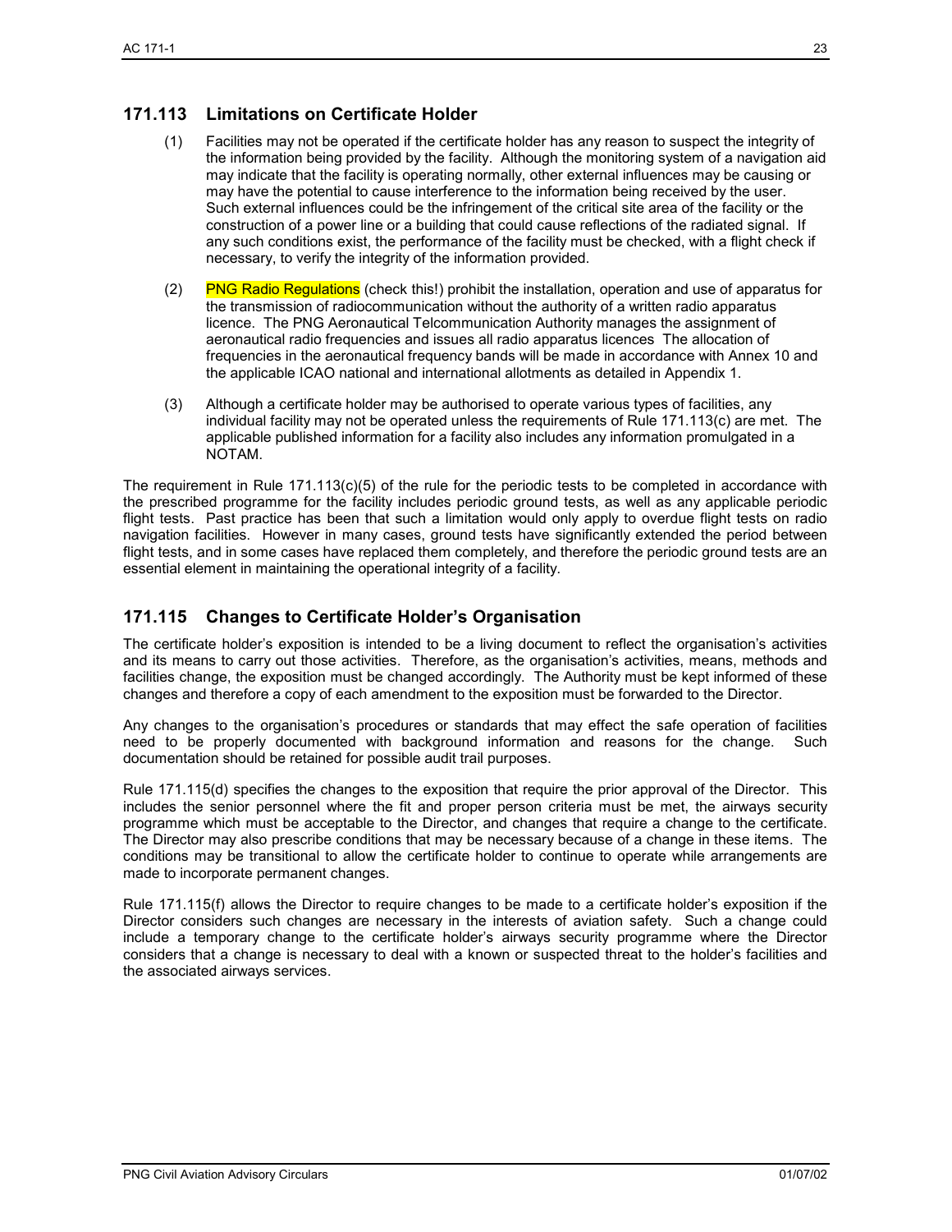## 171.113 Limitations on Certificate Holder

(1) Facilities may not be operated if the certificate holder has any reason to suspect the integrity of the information being provided by the facility. Although the monitoring system of a navigation aid may indicate that the facility is operating normally, other external influences may be causing or may have the potential to cause interference to the information being received by the user. Such external influences could be the infringement of the critical site area of the facility or the construction of a power line or a building that could cause reflections of the radiated signal. If any such conditions exist, the performance of the facility must be checked, with a flight check if necessary, to verify the integrity of the information provided.

(2) PNG Radio Regulations (check this!) prohibit the installation, operation and use of apparatus for the transmission of radiocommunication without the authority of a written radio apparatus licence. The PNG Aeronautical Telcommunication Authority manages the assignment of aeronautical radio frequencies and issues all radio apparatus licences The allocation of frequencies in the aeronautical frequency bands will be made in accordance with Annex 10 and the applicable ICAO national and international allotments as detailed in Appendix 1.

(3) Although a certificate holder may be authorised to operate various types of facilities, any individual facility may not be operated unless the requirements of Rule 171.113(c) are met. The applicable published information for a facility also includes any information promulgated in a NOTAM.

The requirement in Rule 171.113(c)(5) of the rule for the periodic tests to be completed in accordance with the prescribed programme for the facility includes periodic ground tests, as well as any applicable periodic flight tests. Past practice has been that such a limitation would only apply to overdue flight tests on radio navigation facilities. However in many cases, ground tests have significantly extended the period between flight tests, and in some cases have replaced them completely, and therefore the periodic ground tests are an essential element in maintaining the operational integrity of a facility.

## 171.115 Changes to Certificate Holder's Organisation

The certificate holder's exposition is intended to be a living document to reflect the organisation's activities and its means to carry out those activities. Therefore, as the organisation's activities, means, methods and facilities change, the exposition must be changed accordingly. The Authority must be kept informed of these changes and therefore a copy of each amendment to the exposition must be forwarded to the Director.

Any changes to the organisation's procedures or standards that may effect the safe operation of facilities need to be properly documented with background information and reasons for the change. Such documentation should be retained for possible audit trail purposes.

Rule 171.115(d) specifies the changes to the exposition that require the prior approval of the Director. This includes the senior personnel where the fit and proper person criteria must be met, the airways security programme which must be acceptable to the Director, and changes that require a change to the certificate. The Director may also prescribe conditions that may be necessary because of a change in these items. The conditions may be transitional to allow the certificate holder to continue to operate while arrangements are made to incorporate permanent changes.

Rule 171.115(f) allows the Director to require changes to be made to a certificate holder's exposition if the Director considers such changes are necessary in the interests of aviation safety. Such a change could include a temporary change to the certificate holder's airways security programme where the Director considers that a change is necessary to deal with a known or suspected threat to the holder's facilities and the associated airways services.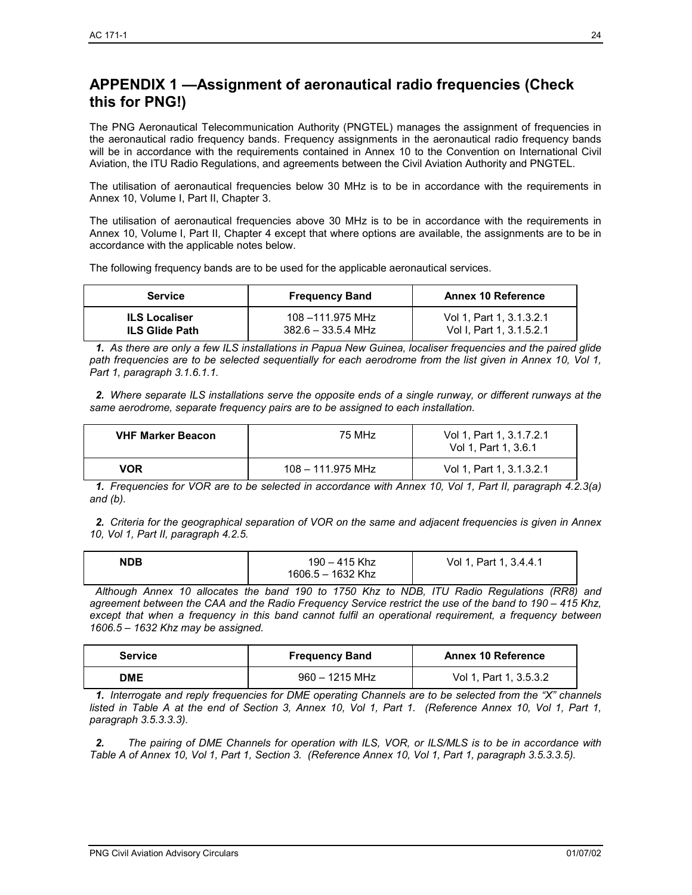## APPENDIX 1 —Assignment of aeronautical radio frequencies (Check this for PNG!)

The PNG Aeronautical Telecommunication Authority (PNGTEL) manages the assignment of frequencies in the aeronautical radio frequency bands. Frequency assignments in the aeronautical radio frequency bands will be in accordance with the requirements contained in Annex 10 to the Convention on International Civil Aviation, the ITU Radio Regulations, and agreements between the Civil Aviation Authority and PNGTEL.

The utilisation of aeronautical frequencies below 30 MHz is to be in accordance with the requirements in Annex 10, Volume I, Part II, Chapter 3.

The utilisation of aeronautical frequencies above 30 MHz is to be in accordance with the requirements in Annex 10, Volume I, Part II, Chapter 4 except that where options are available, the assignments are to be in accordance with the applicable notes below.

The following frequency bands are to be used for the applicable aeronautical services.

| Service | Frequency Band | Annex 10 Reference |
|---|---|---|
| **ILS Localiser**<br>**ILS Glide Path** | 108 –111.975 MHz<br>382.6 – 33.5.4 MHz | Vol 1, Part 1, 3.1.3.2.1<br>Vol I, Part 1, 3.1.5.2.1 |

***1.*** *As there are only a few ILS installations in Papua New Guinea, localiser frequencies and the paired glide path frequencies are to be selected sequentially for each aerodrome from the list given in Annex 10, Vol 1, Part 1, paragraph 3.1.6.1.1.*

***2.*** *Where separate ILS installations serve the opposite ends of a single runway, or different runways at the same aerodrome, separate frequency pairs are to be assigned to each installation.*

| | | |
|---|---|---|
| **VHF Marker Beacon** | 75 MHz | Vol 1, Part 1, 3.1.7.2.1<br>Vol 1, Part 1, 3.6.1 |
| **VOR** | 108 – 111.975 MHz | Vol 1, Part 1, 3.1.3.2.1 |

***1.*** *Frequencies for VOR are to be selected in accordance with Annex 10, Vol 1, Part II, paragraph 4.2.3(a) and (b).*

***2.*** *Criteria for the geographical separation of VOR on the same and adjacent frequencies is given in Annex 10, Vol 1, Part II, paragraph 4.2.5.*

| | | |
|---|---|---|
| **NDB** | 190 – 415 Khz<br>1606.5 – 1632 Khz | Vol 1, Part 1, 3.4.4.1 |

*Although Annex 10 allocates the band 190 to 1750 Khz to NDB, ITU Radio Regulations (RR8) and agreement between the CAA and the Radio Frequency Service restrict the use of the band to 190 – 415 Khz, except that when a frequency in this band cannot fulfil an operational requirement, a frequency between 1606.5 – 1632 Khz may be assigned.*

| Service | Frequency Band | Annex 10 Reference |
|---|---|---|
| **DME** | 960 – 1215 MHz | Vol 1, Part 1, 3.5.3.2 |

***1.*** *Interrogate and reply frequencies for DME operating Channels are to be selected from the "X" channels listed in Table A at the end of Section 3, Annex 10, Vol 1, Part 1. (Reference Annex 10, Vol 1, Part 1, paragraph 3.5.3.3.3).*

***2.*** *The pairing of DME Channels for operation with ILS, VOR, or ILS/MLS is to be in accordance with Table A of Annex 10, Vol 1, Part 1, Section 3. (Reference Annex 10, Vol 1, Part 1, paragraph 3.5.3.3.5).*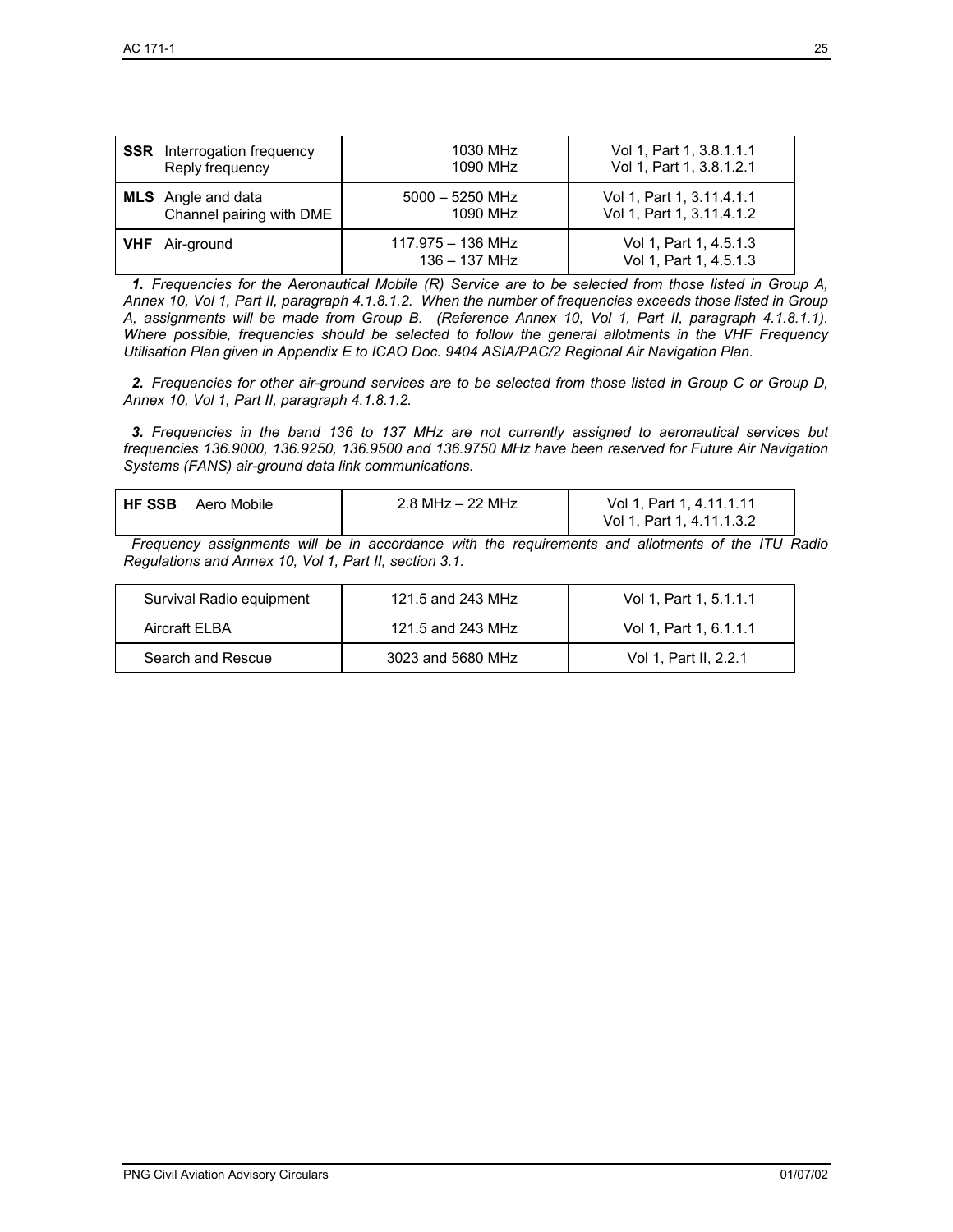| | | |
|---|---|---|
| **SSR** Interrogation frequency<br>Reply frequency | 1030 MHz<br>1090 MHz | Vol 1, Part 1, 3.8.1.1.1<br>Vol 1, Part 1, 3.8.1.2.1 |
| **MLS** Angle and data<br>Channel pairing with DME | 5000 – 5250 MHz<br>1090 MHz | Vol 1, Part 1, 3.11.4.1.1<br>Vol 1, Part 1, 3.11.4.1.2 |
| **VHF** Air-ground | 117.975 – 136 MHz<br>136 – 137 MHz | Vol 1, Part 1, 4.5.1.3<br>Vol 1, Part 1, 4.5.1.3 |

***1.*** *Frequencies for the Aeronautical Mobile (R) Service are to be selected from those listed in Group A, Annex 10, Vol 1, Part II, paragraph 4.1.8.1.2. When the number of frequencies exceeds those listed in Group A, assignments will be made from Group B. (Reference Annex 10, Vol 1, Part II, paragraph 4.1.8.1.1). Where possible, frequencies should be selected to follow the general allotments in the VHF Frequency Utilisation Plan given in Appendix E to ICAO Doc. 9404 ASIA/PAC/2 Regional Air Navigation Plan.*

***2.*** *Frequencies for other air-ground services are to be selected from those listed in Group C or Group D, Annex 10, Vol 1, Part II, paragraph 4.1.8.1.2.*

***3.*** *Frequencies in the band 136 to 137 MHz are not currently assigned to aeronautical services but frequencies 136.9000, 136.9250, 136.9500 and 136.9750 MHz have been reserved for Future Air Navigation Systems (FANS) air-ground data link communications.*

| | | |
|---|---|---|
| **HF SSB** Aero Mobile | 2.8 MHz – 22 MHz | Vol 1, Part 1, 4.11.1.11<br>Vol 1, Part 1, 4.11.1.3.2 |

*Frequency assignments will be in accordance with the requirements and allotments of the ITU Radio Regulations and Annex 10, Vol 1, Part II, section 3.1.*

| | | |
|---|---|---|
| Survival Radio equipment | 121.5 and 243 MHz | Vol 1, Part 1, 5.1.1.1 |
| Aircraft ELBA | 121.5 and 243 MHz | Vol 1, Part 1, 6.1.1.1 |
| Search and Rescue | 3023 and 5680 MHz | Vol 1, Part II, 2.2.1 |